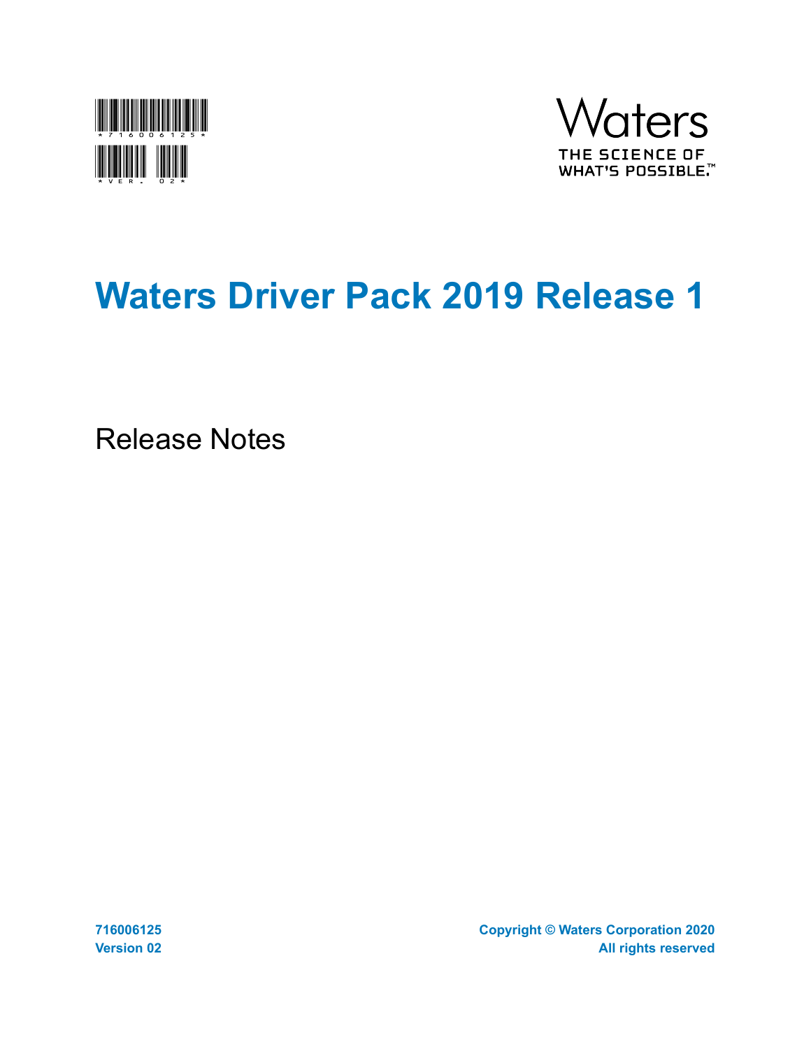# Waters Driver Pack 2019 Release 1

Release Notes

716006125
Version 02

Copyright © Waters Corporation 2020
All rights reserved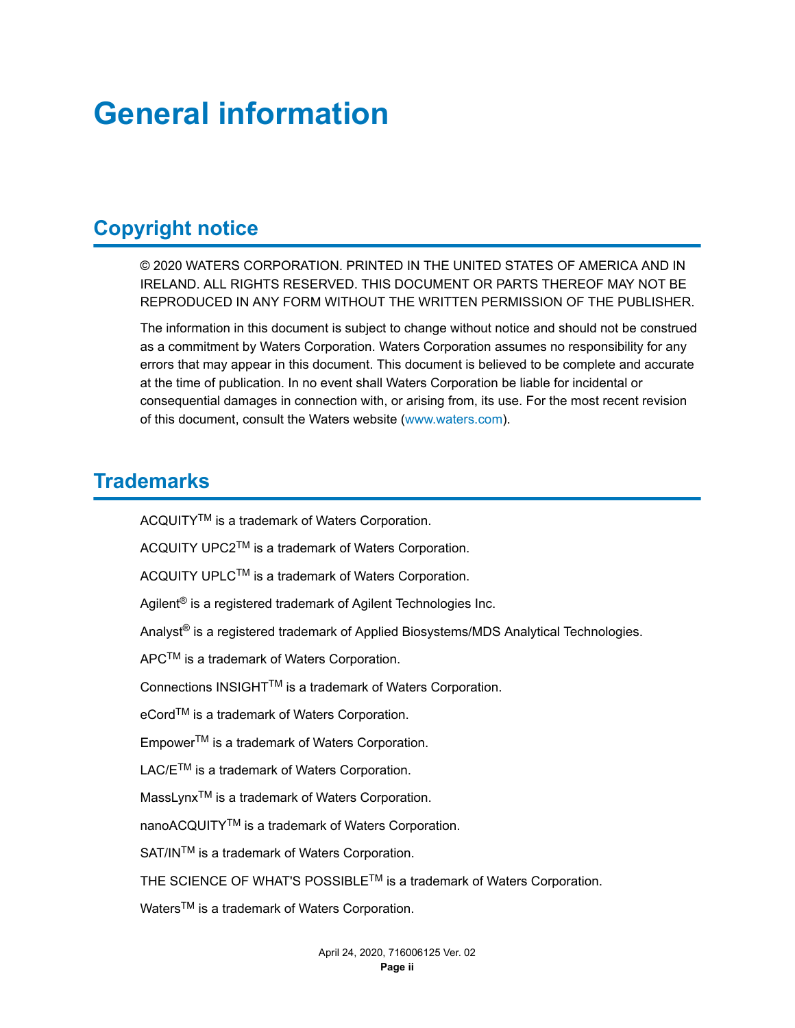# General information

## Copyright notice

© 2020 WATERS CORPORATION. PRINTED IN THE UNITED STATES OF AMERICA AND IN IRELAND. ALL RIGHTS RESERVED. THIS DOCUMENT OR PARTS THEREOF MAY NOT BE REPRODUCED IN ANY FORM WITHOUT THE WRITTEN PERMISSION OF THE PUBLISHER.

The information in this document is subject to change without notice and should not be construed as a commitment by Waters Corporation. Waters Corporation assumes no responsibility for any errors that may appear in this document. This document is believed to be complete and accurate at the time of publication. In no event shall Waters Corporation be liable for incidental or consequential damages in connection with, or arising from, its use. For the most recent revision of this document, consult the Waters website (www.waters.com).

## Trademarks

ACQUITY™ is a trademark of Waters Corporation.

ACQUITY UPC2™ is a trademark of Waters Corporation.

ACQUITY UPLC™ is a trademark of Waters Corporation.

Agilent® is a registered trademark of Agilent Technologies Inc.

Analyst® is a registered trademark of Applied Biosystems/MDS Analytical Technologies.

APC™ is a trademark of Waters Corporation.

Connections INSIGHT™ is a trademark of Waters Corporation.

eCord™ is a trademark of Waters Corporation.

Empower™ is a trademark of Waters Corporation.

LAC/E™ is a trademark of Waters Corporation.

MassLynx™ is a trademark of Waters Corporation.

nanoACQUITY™ is a trademark of Waters Corporation.

SAT/IN™ is a trademark of Waters Corporation.

THE SCIENCE OF WHAT'S POSSIBLE™ is a trademark of Waters Corporation.

Waters™ is a trademark of Waters Corporation.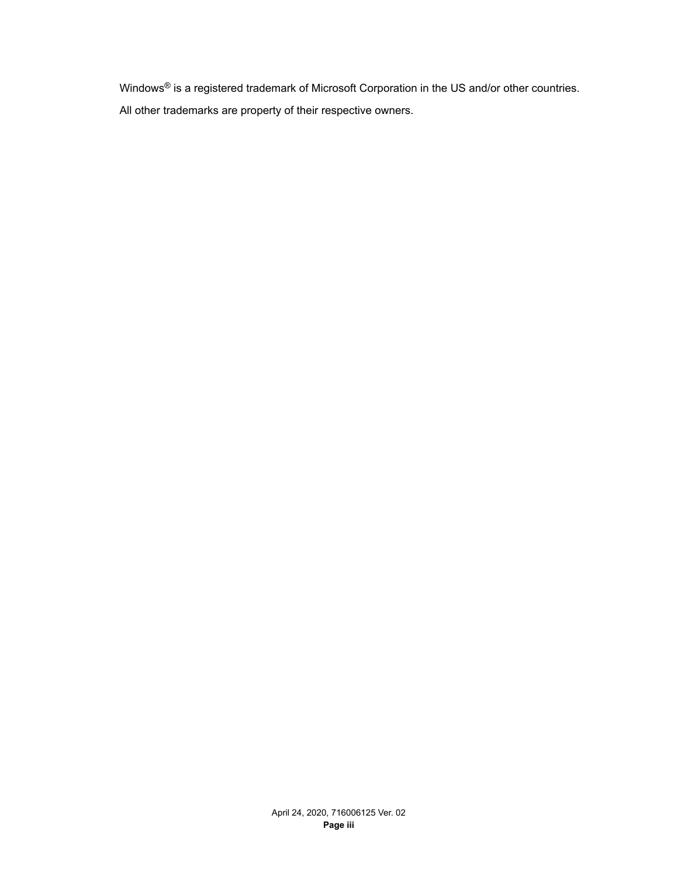Windows® is a registered trademark of Microsoft Corporation in the US and/or other countries.

All other trademarks are property of their respective owners.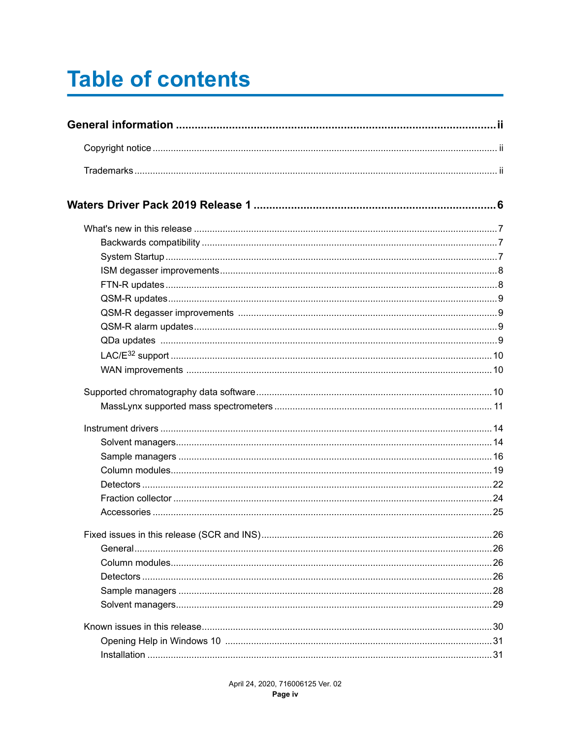# Table of contents

**General information ii**

- Copyright notice ii
- Trademarks ii

**Waters Driver Pack 2019 Release 1 6**

- What's new in this release 7
  - Backwards compatibility 7
  - System Startup 7
  - ISM degasser improvements 8
  - FTN-R updates 8
  - QSM-R updates 9
  - QSM-R degasser improvements 9
  - QSM-R alarm updates 9
  - QDa updates 9
  - LAC/$E^{32}$ support 10
  - WAN improvements 10
- Supported chromatography data software 10
  - MassLynx supported mass spectrometers 11
- Instrument drivers 14
  - Solvent managers 14
  - Sample managers 16
  - Column modules 19
  - Detectors 22
  - Fraction collector 24
  - Accessories 25
- Fixed issues in this release (SCR and INS) 26
  - General 26
  - Column modules 26
  - Detectors 26
  - Sample managers 28
  - Solvent managers 29
- Known issues in this release 30
  - Opening Help in Windows 10 31
  - Installation 31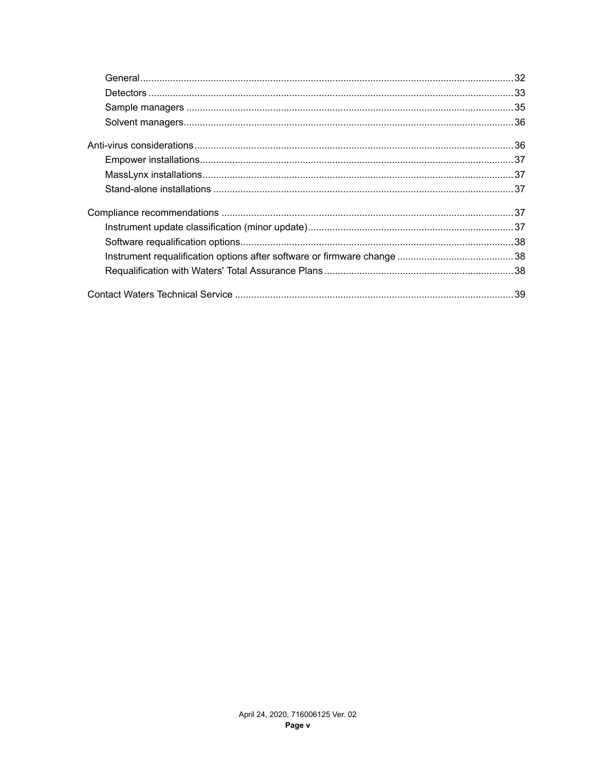- General ... 32
- Detectors ... 33
- Sample managers ... 35
- Solvent managers ... 36

Anti-virus considerations ... 36

- Empower installations ... 37
- MassLynx installations ... 37
- Stand-alone installations ... 37

Compliance recommendations ... 37

- Instrument update classification (minor update) ... 37
- Software requalification options ... 38
- Instrument requalification options after software or firmware change ... 38
- Requalification with Waters' Total Assurance Plans ... 38

Contact Waters Technical Service ... 39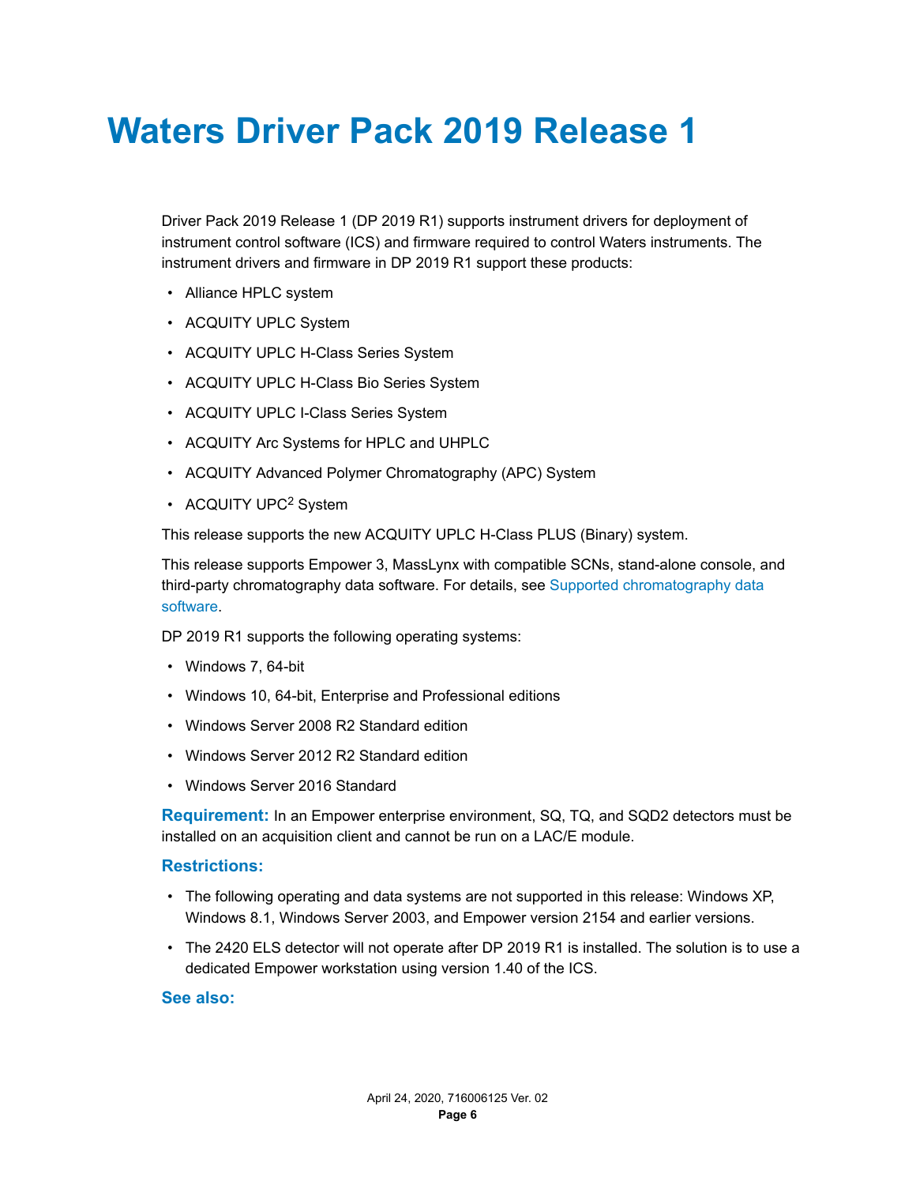# Waters Driver Pack 2019 Release 1

Driver Pack 2019 Release 1 (DP 2019 R1) supports instrument drivers for deployment of instrument control software (ICS) and firmware required to control Waters instruments. The instrument drivers and firmware in DP 2019 R1 support these products:

- Alliance HPLC system
- ACQUITY UPLC System
- ACQUITY UPLC H-Class Series System
- ACQUITY UPLC H-Class Bio Series System
- ACQUITY UPLC I-Class Series System
- ACQUITY Arc Systems for HPLC and UHPLC
- ACQUITY Advanced Polymer Chromatography (APC) System
- ACQUITY UPC$^2$ System

This release supports the new ACQUITY UPLC H-Class PLUS (Binary) system.

This release supports Empower 3, MassLynx with compatible SCNs, stand-alone console, and third-party chromatography data software. For details, see Supported chromatography data software.

DP 2019 R1 supports the following operating systems:

- Windows 7, 64-bit
- Windows 10, 64-bit, Enterprise and Professional editions
- Windows Server 2008 R2 Standard edition
- Windows Server 2012 R2 Standard edition
- Windows Server 2016 Standard

**Requirement:** In an Empower enterprise environment, SQ, TQ, and SQD2 detectors must be installed on an acquisition client and cannot be run on a LAC/E module.

**Restrictions:**

- The following operating and data systems are not supported in this release: Windows XP, Windows 8.1, Windows Server 2003, and Empower version 2154 and earlier versions.
- The 2420 ELS detector will not operate after DP 2019 R1 is installed. The solution is to use a dedicated Empower workstation using version 1.40 of the ICS.

**See also:**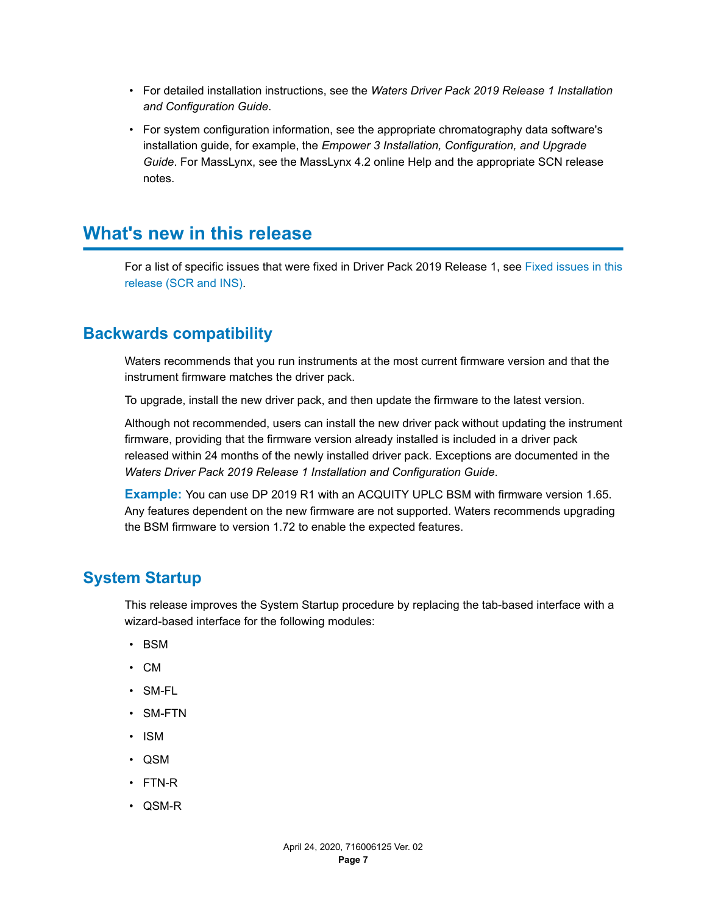- For detailed installation instructions, see the *Waters Driver Pack 2019 Release 1 Installation and Configuration Guide*.
- For system configuration information, see the appropriate chromatography data software's installation guide, for example, the *Empower 3 Installation, Configuration, and Upgrade Guide*. For MassLynx, see the MassLynx 4.2 online Help and the appropriate SCN release notes.

## What's new in this release

For a list of specific issues that were fixed in Driver Pack 2019 Release 1, see Fixed issues in this release (SCR and INS).

### Backwards compatibility

Waters recommends that you run instruments at the most current firmware version and that the instrument firmware matches the driver pack.

To upgrade, install the new driver pack, and then update the firmware to the latest version.

Although not recommended, users can install the new driver pack without updating the instrument firmware, providing that the firmware version already installed is included in a driver pack released within 24 months of the newly installed driver pack. Exceptions are documented in the *Waters Driver Pack 2019 Release 1 Installation and Configuration Guide*.

**Example:** You can use DP 2019 R1 with an ACQUITY UPLC BSM with firmware version 1.65. Any features dependent on the new firmware are not supported. Waters recommends upgrading the BSM firmware to version 1.72 to enable the expected features.

### System Startup

This release improves the System Startup procedure by replacing the tab-based interface with a wizard-based interface for the following modules:

- BSM
- CM
- SM-FL
- SM-FTN
- ISM
- QSM
- FTN-R
- QSM-R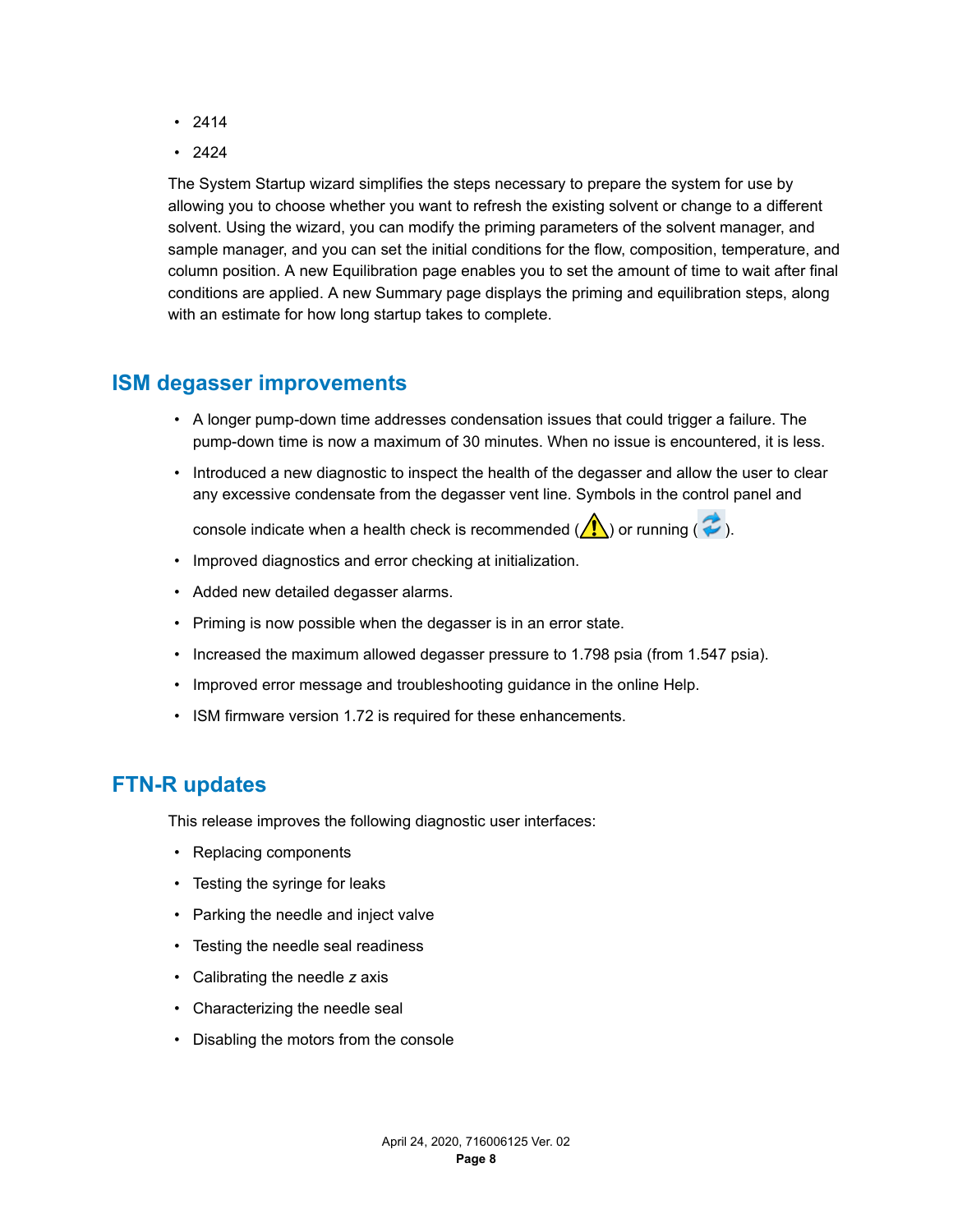- 2414
- 2424

The System Startup wizard simplifies the steps necessary to prepare the system for use by allowing you to choose whether you want to refresh the existing solvent or change to a different solvent. Using the wizard, you can modify the priming parameters of the solvent manager, and sample manager, and you can set the initial conditions for the flow, composition, temperature, and column position. A new Equilibration page enables you to set the amount of time to wait after final conditions are applied. A new Summary page displays the priming and equilibration steps, along with an estimate for how long startup takes to complete.

## ISM degasser improvements

- A longer pump-down time addresses condensation issues that could trigger a failure. The pump-down time is now a maximum of 30 minutes. When no issue is encountered, it is less.
- Introduced a new diagnostic to inspect the health of the degasser and allow the user to clear any excessive condensate from the degasser vent line. Symbols in the control panel and console indicate when a health check is recommended ( ) or running ( ).
- Improved diagnostics and error checking at initialization.
- Added new detailed degasser alarms.
- Priming is now possible when the degasser is in an error state.
- Increased the maximum allowed degasser pressure to 1.798 psia (from 1.547 psia).
- Improved error message and troubleshooting guidance in the online Help.
- ISM firmware version 1.72 is required for these enhancements.

## FTN-R updates

This release improves the following diagnostic user interfaces:

- Replacing components
- Testing the syringe for leaks
- Parking the needle and inject valve
- Testing the needle seal readiness
- Calibrating the needle *z* axis
- Characterizing the needle seal
- Disabling the motors from the console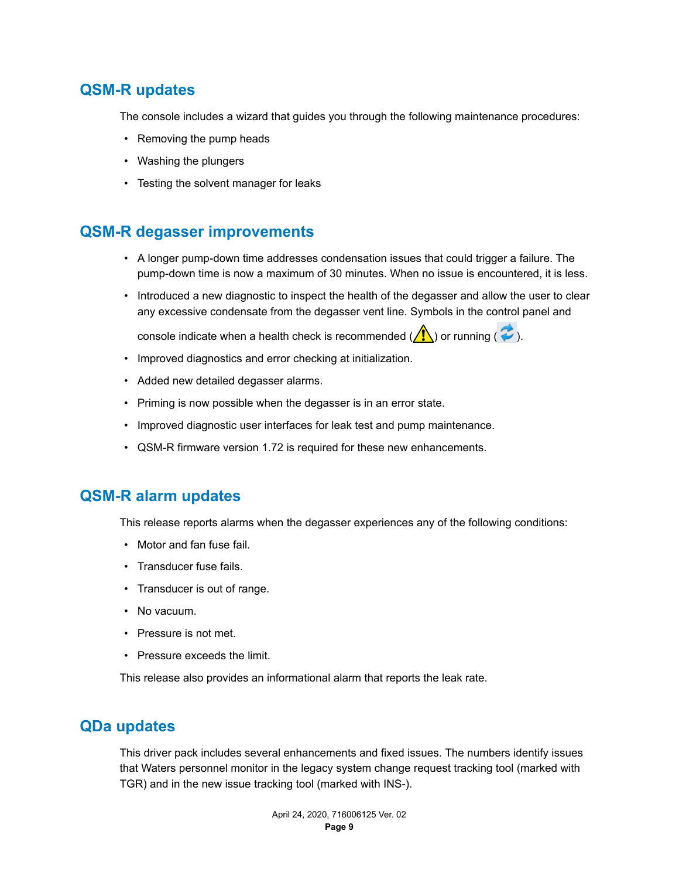## QSM-R updates

The console includes a wizard that guides you through the following maintenance procedures:

- Removing the pump heads
- Washing the plungers
- Testing the solvent manager for leaks

## QSM-R degasser improvements

- A longer pump-down time addresses condensation issues that could trigger a failure. The pump-down time is now a maximum of 30 minutes. When no issue is encountered, it is less.
- Introduced a new diagnostic to inspect the health of the degasser and allow the user to clear any excessive condensate from the degasser vent line. Symbols in the control panel and console indicate when a health check is recommended (⚠) or running (🔄).
- Improved diagnostics and error checking at initialization.
- Added new detailed degasser alarms.
- Priming is now possible when the degasser is in an error state.
- Improved diagnostic user interfaces for leak test and pump maintenance.
- QSM-R firmware version 1.72 is required for these new enhancements.

## QSM-R alarm updates

This release reports alarms when the degasser experiences any of the following conditions:

- Motor and fan fuse fail.
- Transducer fuse fails.
- Transducer is out of range.
- No vacuum.
- Pressure is not met.
- Pressure exceeds the limit.

This release also provides an informational alarm that reports the leak rate.

## QDa updates

This driver pack includes several enhancements and fixed issues. The numbers identify issues that Waters personnel monitor in the legacy system change request tracking tool (marked with TGR) and in the new issue tracking tool (marked with INS-).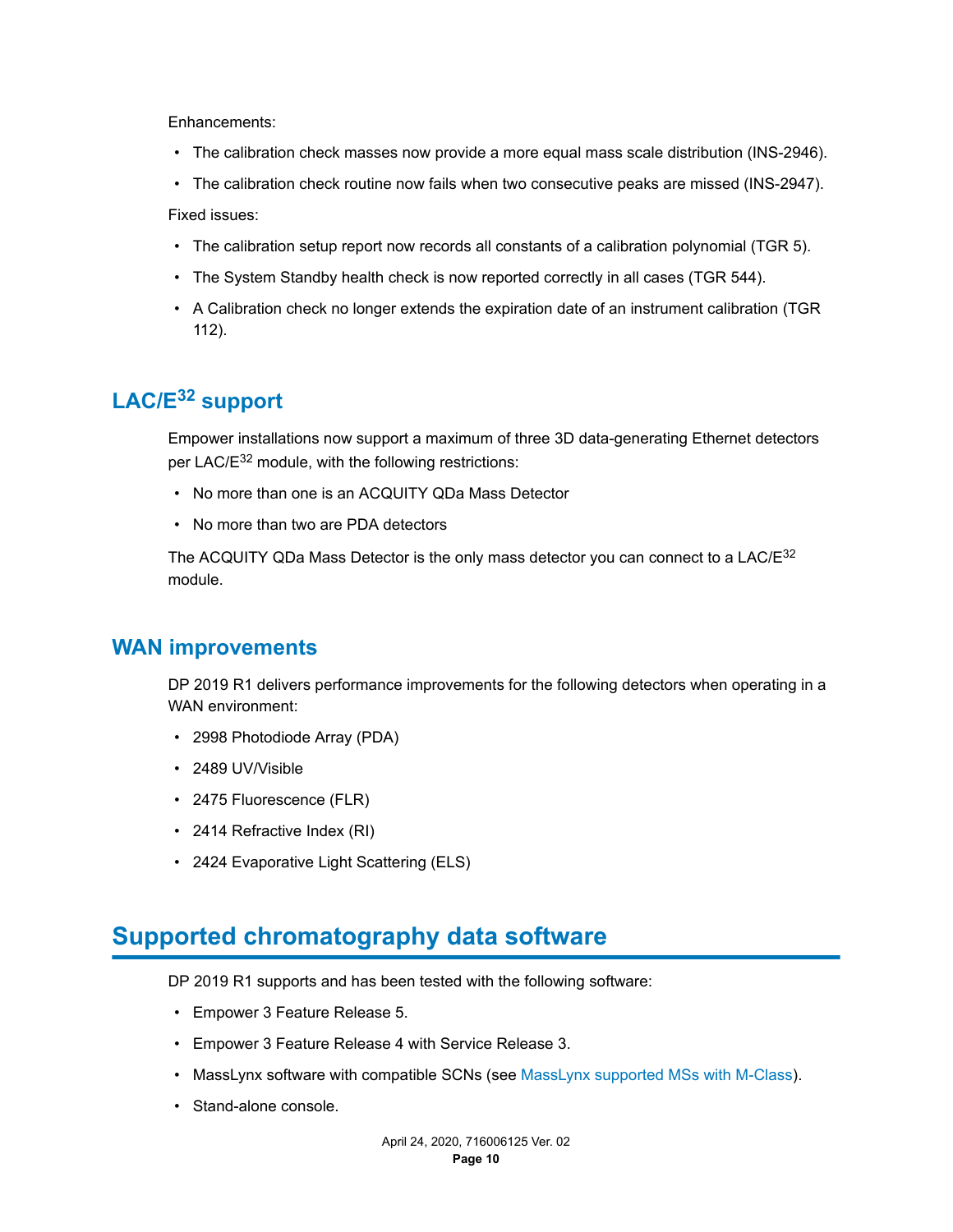Enhancements:

- The calibration check masses now provide a more equal mass scale distribution (INS-2946).
- The calibration check routine now fails when two consecutive peaks are missed (INS-2947).

Fixed issues:

- The calibration setup report now records all constants of a calibration polynomial (TGR 5).
- The System Standby health check is now reported correctly in all cases (TGR 544).
- A Calibration check no longer extends the expiration date of an instrument calibration (TGR 112).

## LAC/E$^{32}$ support

Empower installations now support a maximum of three 3D data-generating Ethernet detectors per LAC/E$^{32}$ module, with the following restrictions:

- No more than one is an ACQUITY QDa Mass Detector
- No more than two are PDA detectors

The ACQUITY QDa Mass Detector is the only mass detector you can connect to a LAC/E$^{32}$ module.

## WAN improvements

DP 2019 R1 delivers performance improvements for the following detectors when operating in a WAN environment:

- 2998 Photodiode Array (PDA)
- 2489 UV/Visible
- 2475 Fluorescence (FLR)
- 2414 Refractive Index (RI)
- 2424 Evaporative Light Scattering (ELS)

# Supported chromatography data software

DP 2019 R1 supports and has been tested with the following software:

- Empower 3 Feature Release 5.
- Empower 3 Feature Release 4 with Service Release 3.
- MassLynx software with compatible SCNs (see MassLynx supported MSs with M-Class).
- Stand-alone console.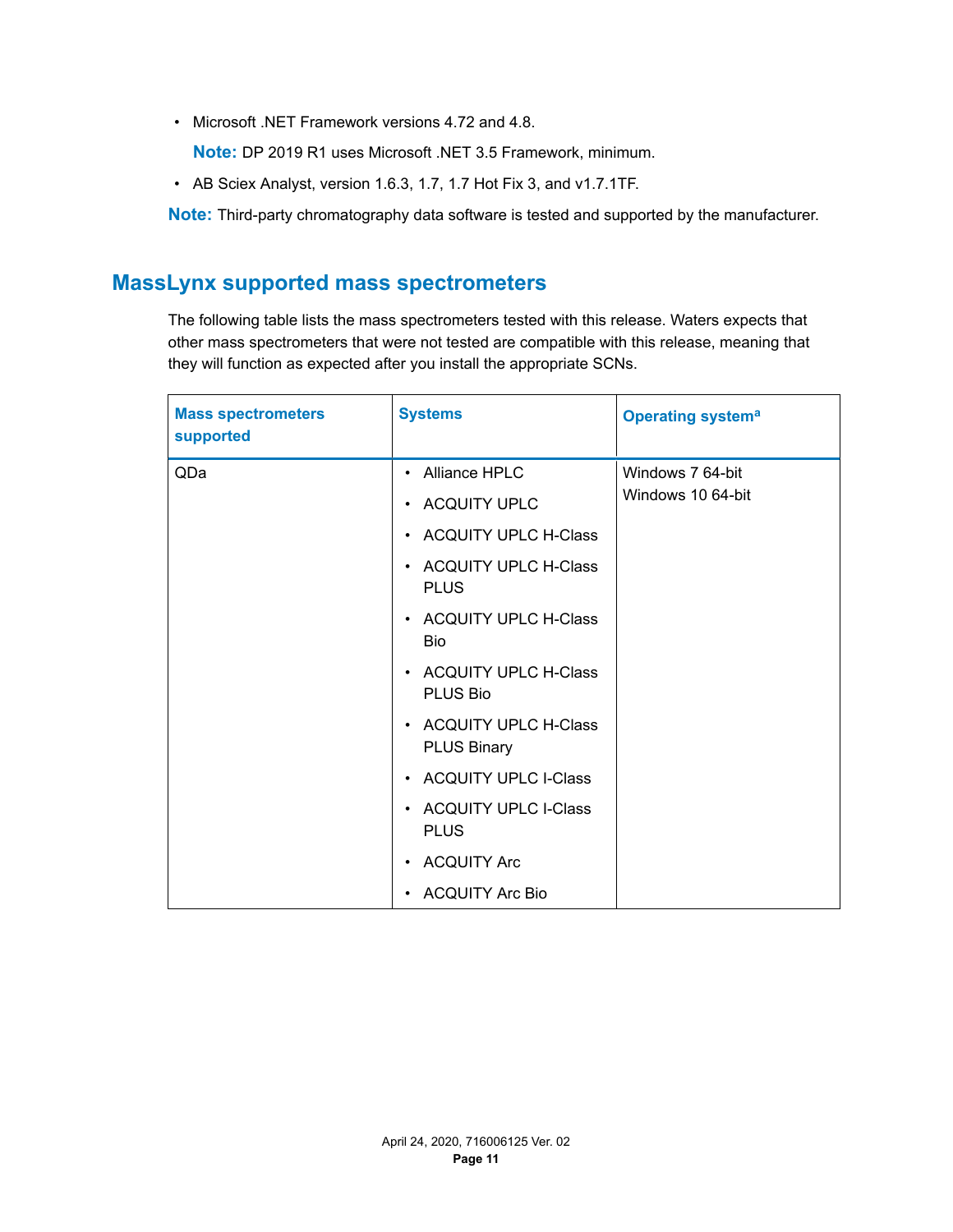- Microsoft .NET Framework versions 4.72 and 4.8.

  **Note:** DP 2019 R1 uses Microsoft .NET 3.5 Framework, minimum.

- AB Sciex Analyst, version 1.6.3, 1.7, 1.7 Hot Fix 3, and v1.7.1TF.

**Note:** Third-party chromatography data software is tested and supported by the manufacturer.

## MassLynx supported mass spectrometers

The following table lists the mass spectrometers tested with this release. Waters expects that other mass spectrometers that were not tested are compatible with this release, meaning that they will function as expected after you install the appropriate SCNs.

| Mass spectrometers supported | Systems | Operating system[a] |
|---|---|---|
| QDa | • Alliance HPLC<br>• ACQUITY UPLC<br>• ACQUITY UPLC H-Class<br>• ACQUITY UPLC H-Class PLUS<br>• ACQUITY UPLC H-Class Bio<br>• ACQUITY UPLC H-Class PLUS Bio<br>• ACQUITY UPLC H-Class PLUS Binary<br>• ACQUITY UPLC I-Class<br>• ACQUITY UPLC I-Class PLUS<br>• ACQUITY Arc<br>• ACQUITY Arc Bio | Windows 7 64-bit<br>Windows 10 64-bit |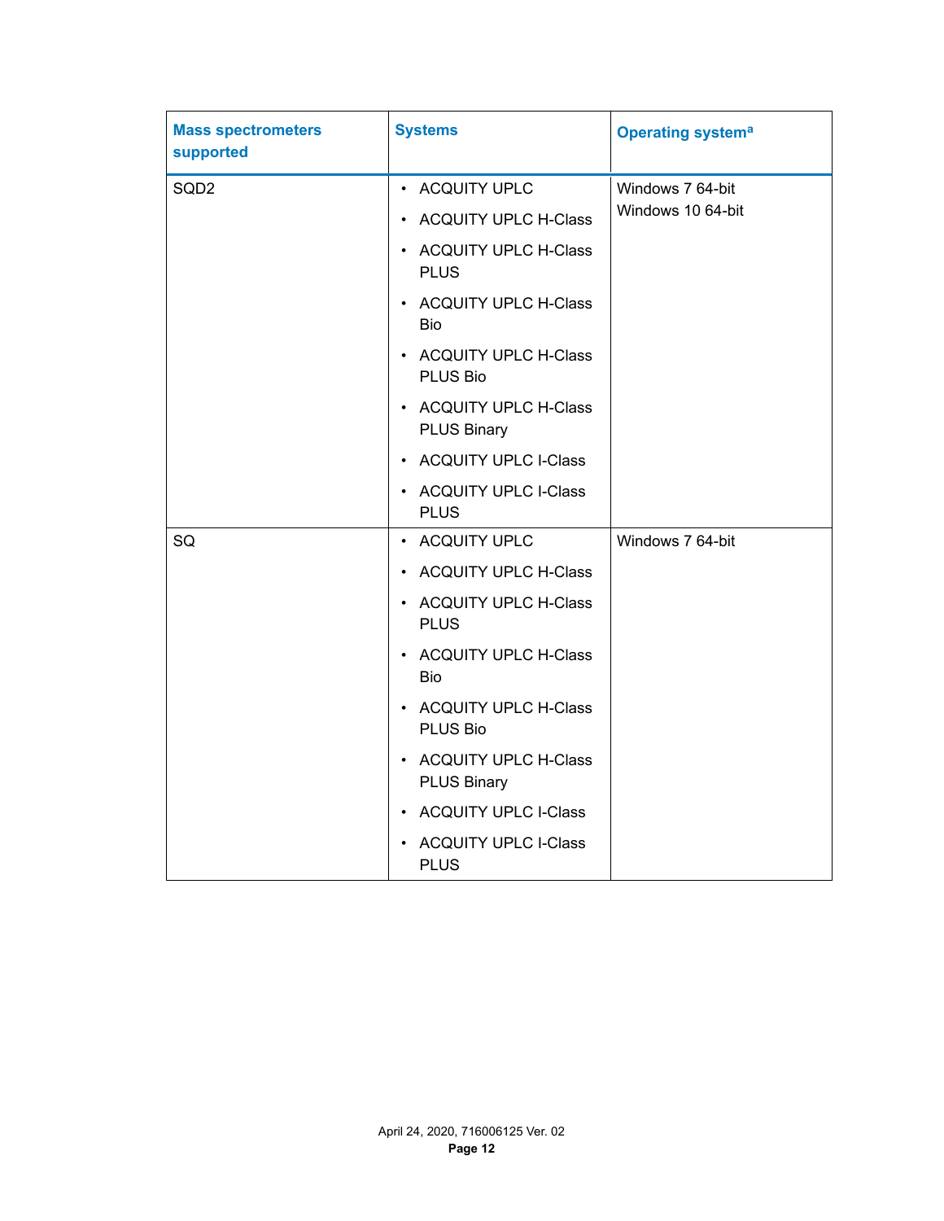| Mass spectrometers supported | Systems | Operating system[a] |
|---|---|---|
| SQD2 | • ACQUITY UPLC<br>• ACQUITY UPLC H-Class<br>• ACQUITY UPLC H-Class PLUS<br>• ACQUITY UPLC H-Class Bio<br>• ACQUITY UPLC H-Class PLUS Bio<br>• ACQUITY UPLC H-Class PLUS Binary<br>• ACQUITY UPLC I-Class<br>• ACQUITY UPLC I-Class PLUS | Windows 7 64-bit<br>Windows 10 64-bit |
| SQ | • ACQUITY UPLC<br>• ACQUITY UPLC H-Class<br>• ACQUITY UPLC H-Class PLUS<br>• ACQUITY UPLC H-Class Bio<br>• ACQUITY UPLC H-Class PLUS Bio<br>• ACQUITY UPLC H-Class PLUS Binary<br>• ACQUITY UPLC I-Class<br>• ACQUITY UPLC I-Class PLUS | Windows 7 64-bit |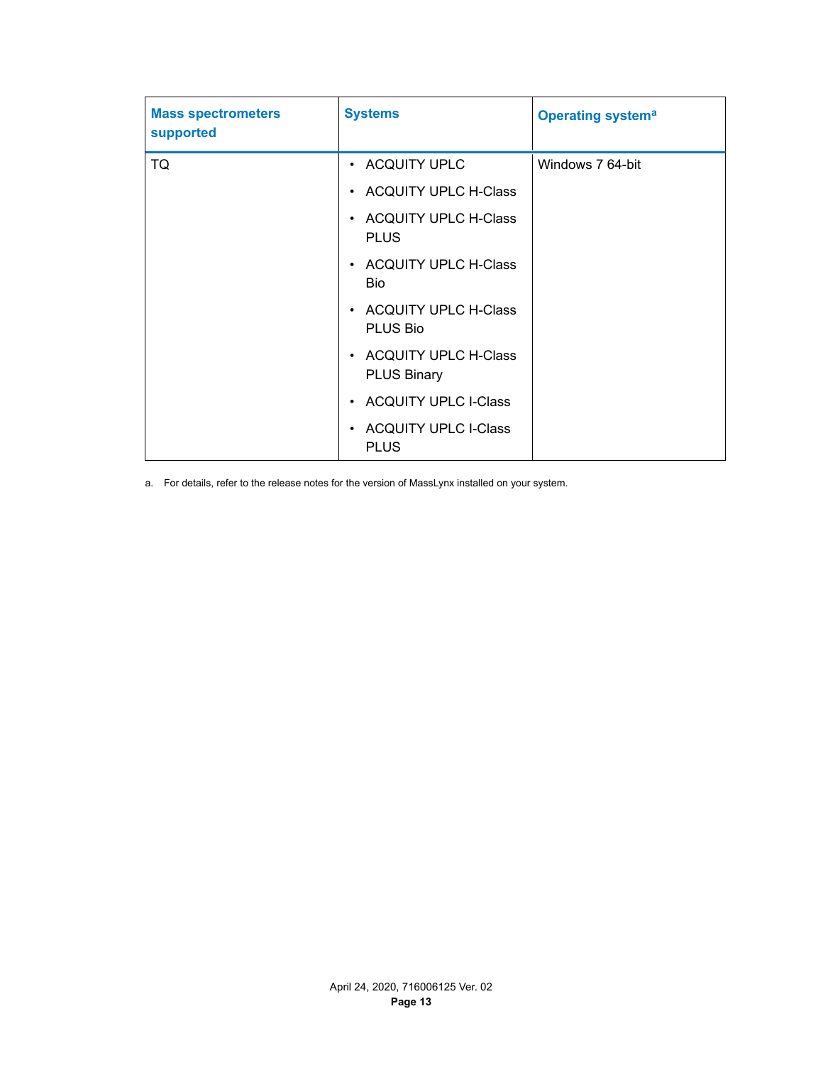| Mass spectrometers supported | Systems | Operating system[a] |
|---|---|---|
| TQ | • ACQUITY UPLC<br>• ACQUITY UPLC H-Class<br>• ACQUITY UPLC H-Class PLUS<br>• ACQUITY UPLC H-Class Bio<br>• ACQUITY UPLC H-Class PLUS Bio<br>• ACQUITY UPLC H-Class PLUS Binary<br>• ACQUITY UPLC I-Class<br>• ACQUITY UPLC I-Class PLUS | Windows 7 64-bit |

a. For details, refer to the release notes for the version of MassLynx installed on your system.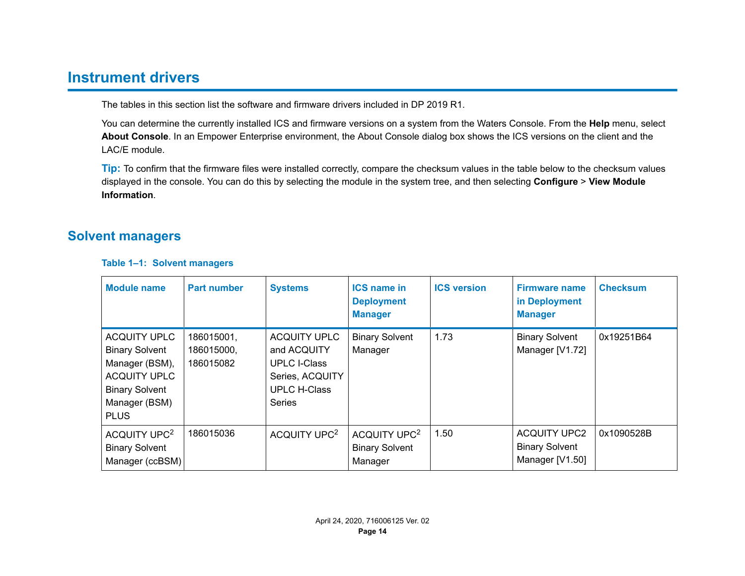# Instrument drivers

The tables in this section list the software and firmware drivers included in DP 2019 R1.

You can determine the currently installed ICS and firmware versions on a system from the Waters Console. From the **Help** menu, select **About Console**. In an Empower Enterprise environment, the About Console dialog box shows the ICS versions on the client and the LAC/E module.

**Tip:** To confirm that the firmware files were installed correctly, compare the checksum values in the table below to the checksum values displayed in the console. You can do this by selecting the module in the system tree, and then selecting **Configure** > **View Module Information**.

## Solvent managers

**Table 1–1: Solvent managers**

| Module name | Part number | Systems | ICS name in Deployment Manager | ICS version | Firmware name in Deployment Manager | Checksum |
|---|---|---|---|---|---|---|
| ACQUITY UPLC Binary Solvent Manager (BSM), ACQUITY UPLC Binary Solvent Manager (BSM) PLUS | 186015001, 186015000, 186015082 | ACQUITY UPLC and ACQUITY UPLC I-Class Series, ACQUITY UPLC H-Class Series | Binary Solvent Manager | 1.73 | Binary Solvent Manager [V1.72] | 0x19251B64 |
| ACQUITY UPC$^2$ Binary Solvent Manager (ccBSM) | 186015036 | ACQUITY UPC$^2$ | ACQUITY UPC$^2$ Binary Solvent Manager | 1.50 | ACQUITY UPC2 Binary Solvent Manager [V1.50] | 0x1090528B |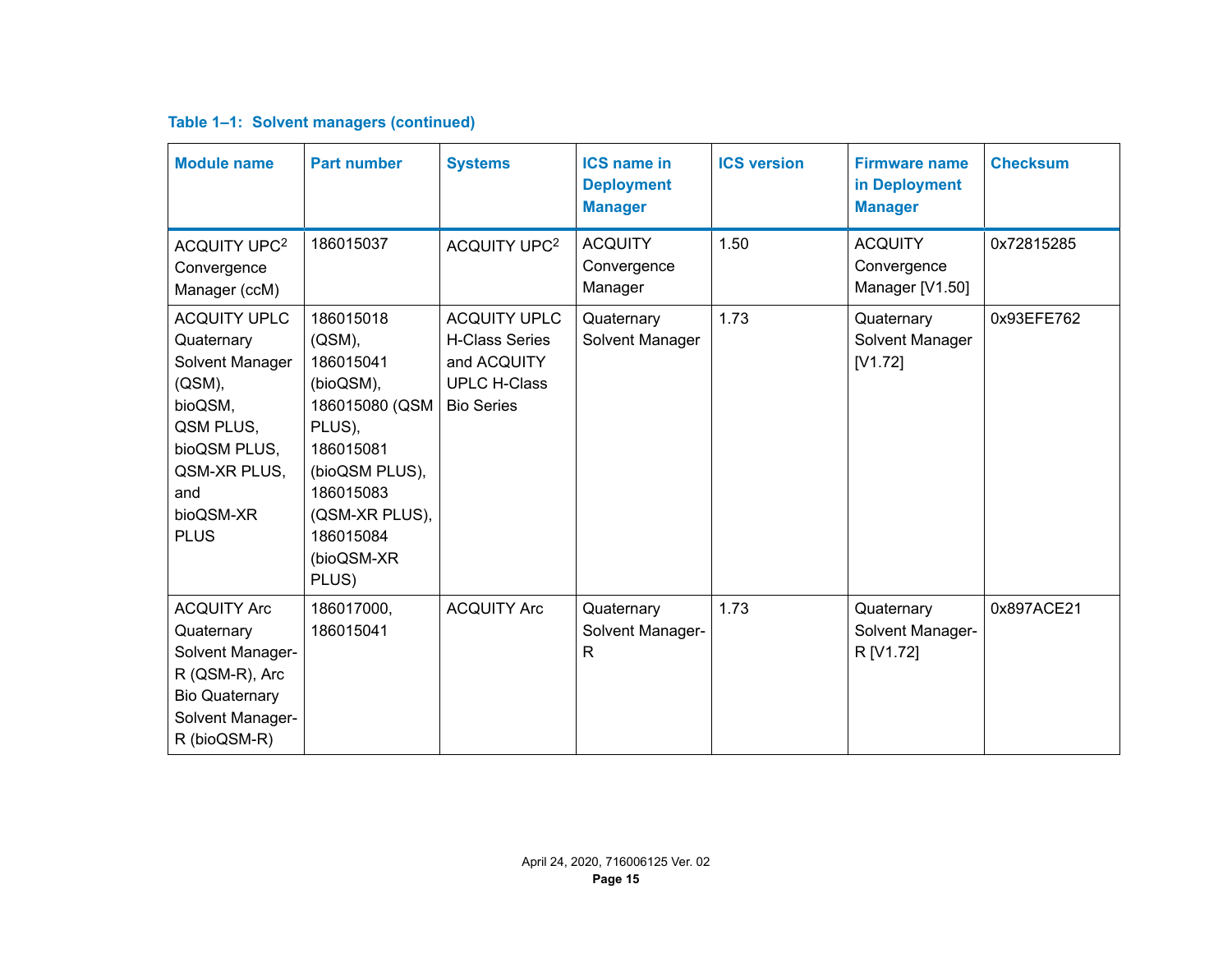**Table 1–1: Solvent managers (continued)**

| Module name | Part number | Systems | ICS name in Deployment Manager | ICS version | Firmware name in Deployment Manager | Checksum |
|---|---|---|---|---|---|---|
| ACQUITY UPC$^2$ Convergence Manager (ccM) | 186015037 | ACQUITY UPC$^2$ | ACQUITY Convergence Manager | 1.50 | ACQUITY Convergence Manager [V1.50] | 0x72815285 |
| ACQUITY UPLC Quaternary Solvent Manager (QSM), bioQSM, QSM PLUS, bioQSM PLUS, QSM-XR PLUS, and bioQSM-XR PLUS | 186015018 (QSM), 186015041 (bioQSM), 186015080 (QSM PLUS), 186015081 (bioQSM PLUS), 186015083 (QSM-XR PLUS), 186015084 (bioQSM-XR PLUS) | ACQUITY UPLC H-Class Series and ACQUITY UPLC H-Class Bio Series | Quaternary Solvent Manager | 1.73 | Quaternary Solvent Manager [V1.72] | 0x93EFE762 |
| ACQUITY Arc Quaternary Solvent Manager-R (QSM-R), Arc Bio Quaternary Solvent Manager-R (bioQSM-R) | 186017000, 186015041 | ACQUITY Arc | Quaternary Solvent Manager-R | 1.73 | Quaternary Solvent Manager-R [V1.72] | 0x897ACE21 |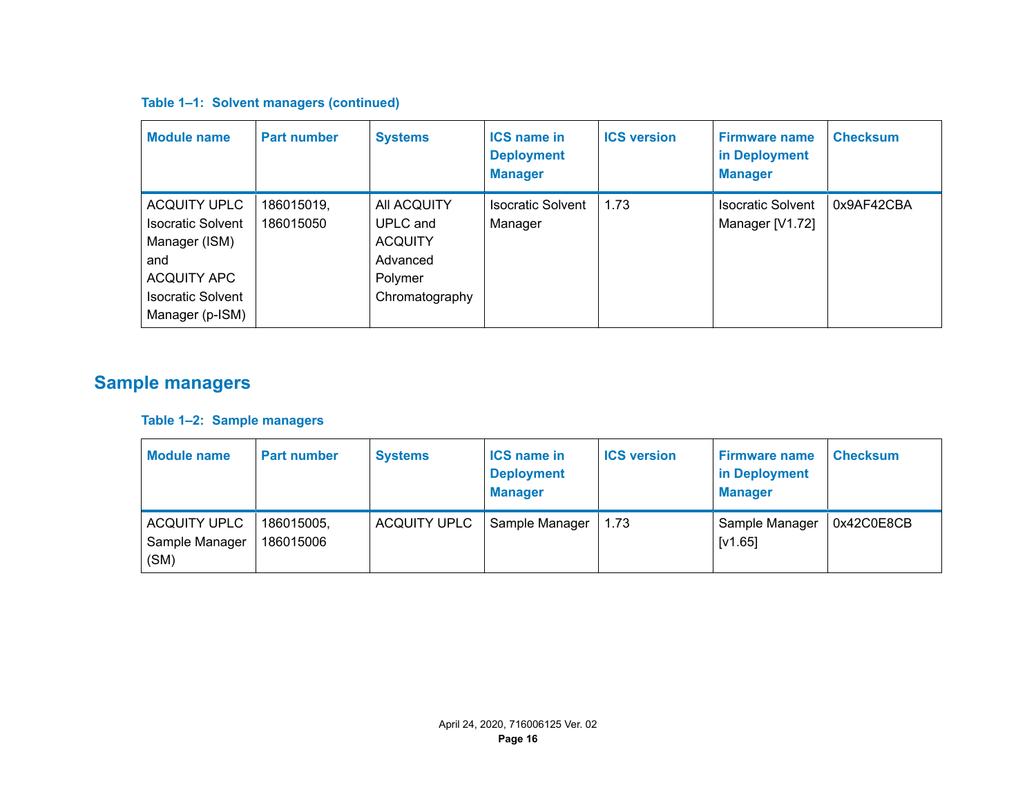**Table 1–1: Solvent managers (continued)**

| Module name | Part number | Systems | ICS name in Deployment Manager | ICS version | Firmware name in Deployment Manager | Checksum |
|---|---|---|---|---|---|---|
| ACQUITY UPLC Isocratic Solvent Manager (ISM) and ACQUITY APC Isocratic Solvent Manager (p-ISM) | 186015019, 186015050 | All ACQUITY UPLC and ACQUITY Advanced Polymer Chromatography | Isocratic Solvent Manager | 1.73 | Isocratic Solvent Manager [V1.72] | 0x9AF42CBA |

## Sample managers

**Table 1–2: Sample managers**

| Module name | Part number | Systems | ICS name in Deployment Manager | ICS version | Firmware name in Deployment Manager | Checksum |
|---|---|---|---|---|---|---|
| ACQUITY UPLC Sample Manager (SM) | 186015005, 186015006 | ACQUITY UPLC | Sample Manager | 1.73 | Sample Manager [v1.65] | 0x42C0E8CB |

April 24, 2020, 716006125 Ver. 02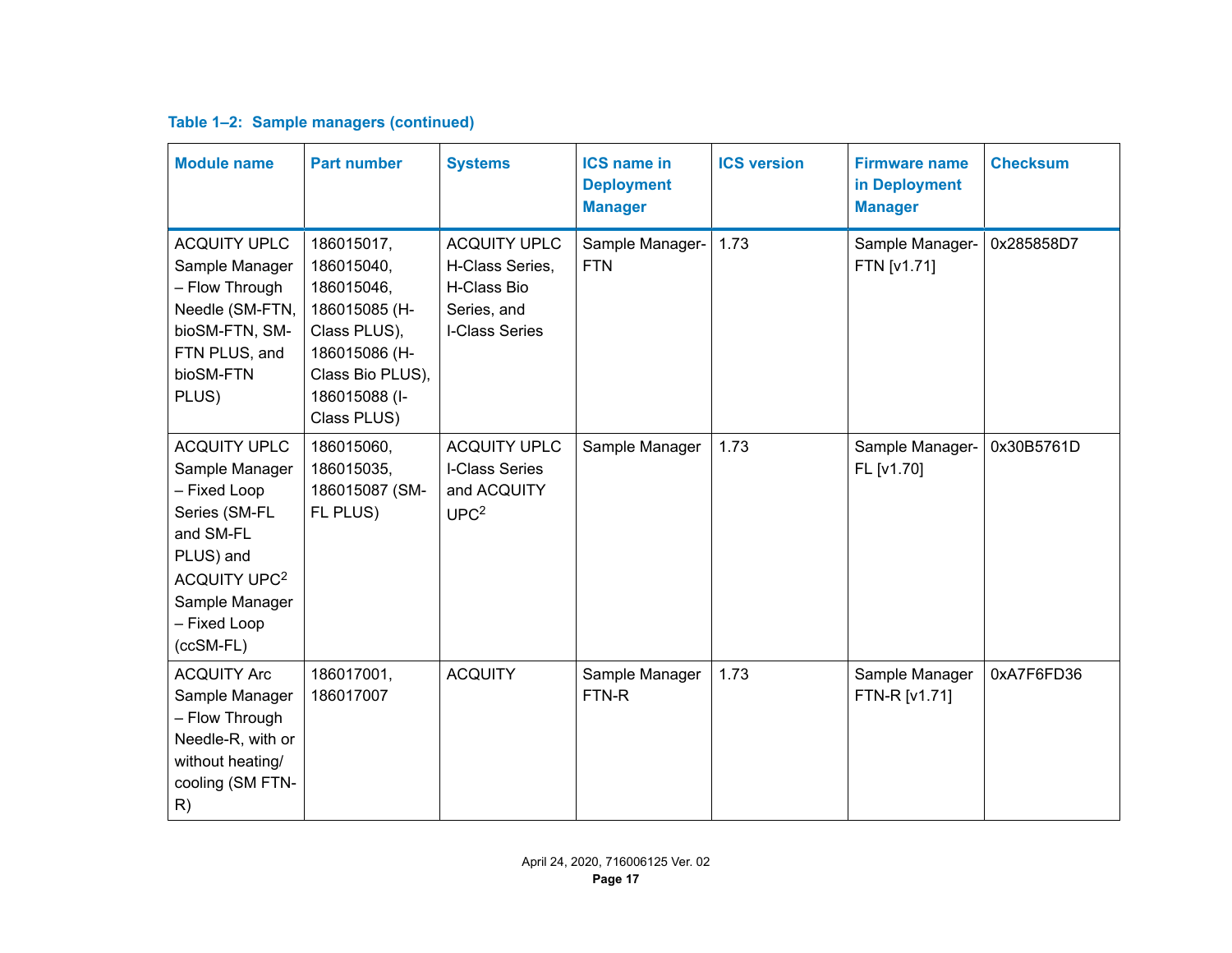**Table 1–2: Sample managers (continued)**

| Module name | Part number | Systems | ICS name in Deployment Manager | ICS version | Firmware name in Deployment Manager | Checksum |
|---|---|---|---|---|---|---|
| ACQUITY UPLC Sample Manager – Flow Through Needle (SM-FTN, bioSM-FTN, SM-FTN PLUS, and bioSM-FTN PLUS) | 186015017, 186015040, 186015046, 186015085 (H-Class PLUS), 186015086 (H-Class Bio PLUS), 186015088 (I-Class PLUS) | ACQUITY UPLC H-Class Series, H-Class Bio Series, and I-Class Series | Sample Manager-FTN | 1.73 | Sample Manager-FTN [v1.71] | 0x285858D7 |
| ACQUITY UPLC Sample Manager – Fixed Loop Series (SM-FL and SM-FL PLUS) and ACQUITY UPC$^2$ Sample Manager – Fixed Loop (ccSM-FL) | 186015060, 186015035, 186015087 (SM-FL PLUS) | ACQUITY UPLC I-Class Series and ACQUITY UPC$^2$ | Sample Manager | 1.73 | Sample Manager-FL [v1.70] | 0x30B5761D |
| ACQUITY Arc Sample Manager – Flow Through Needle-R, with or without heating/ cooling (SM FTN-R) | 186017001, 186017007 | ACQUITY | Sample Manager FTN-R | 1.73 | Sample Manager FTN-R [v1.71] | 0xA7F6FD36 |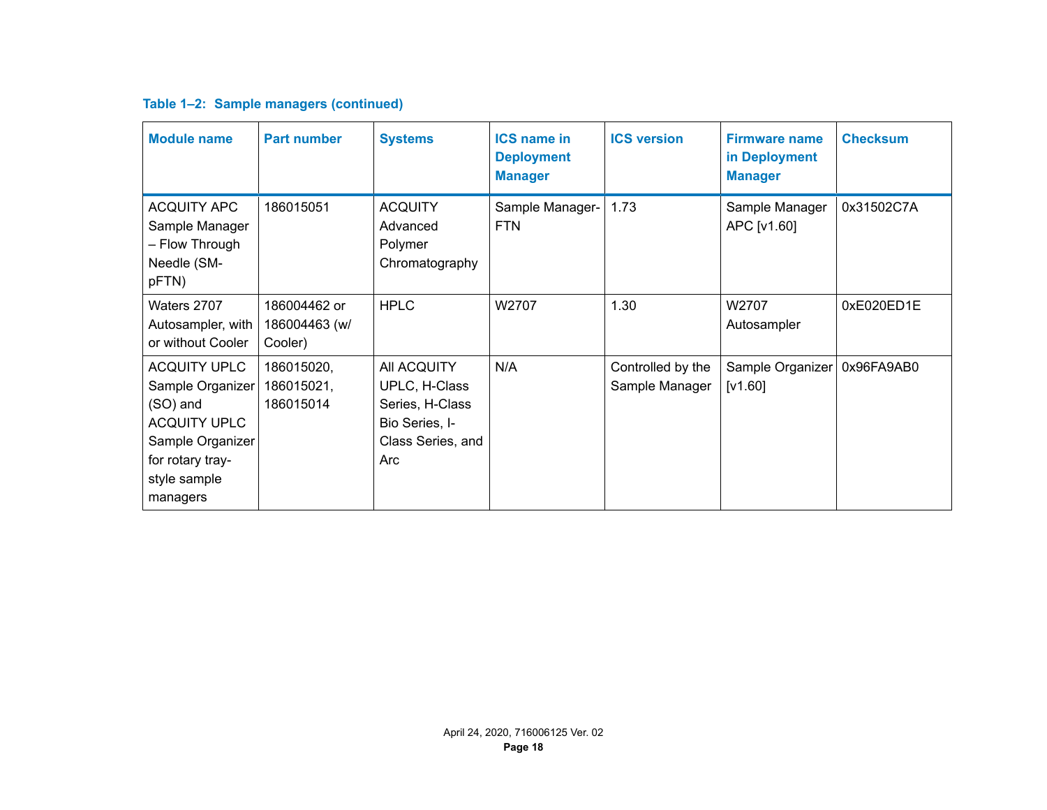**Table 1–2: Sample managers (continued)**

| Module name | Part number | Systems | ICS name in Deployment Manager | ICS version | Firmware name in Deployment Manager | Checksum |
|---|---|---|---|---|---|---|
| ACQUITY APC Sample Manager – Flow Through Needle (SM-pFTN) | 186015051 | ACQUITY Advanced Polymer Chromatography | Sample Manager-FTN | 1.73 | Sample Manager APC [v1.60] | 0x31502C7A |
| Waters 2707 Autosampler, with or without Cooler | 186004462 or 186004463 (w/ Cooler) | HPLC | W2707 | 1.30 | W2707 Autosampler | 0xE020ED1E |
| ACQUITY UPLC Sample Organizer (SO) and ACQUITY UPLC Sample Organizer for rotary tray-style sample managers | 186015020, 186015021, 186015014 | All ACQUITY UPLC, H-Class Series, H-Class Bio Series, I-Class Series, and Arc | N/A | Controlled by the Sample Manager | Sample Organizer [v1.60] | 0x96FA9AB0 |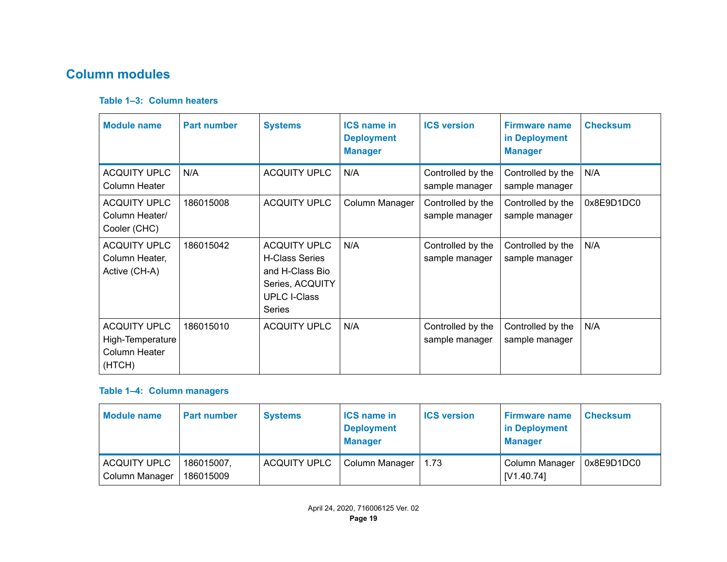## Column modules

**Table 1–3: Column heaters**

| Module name | Part number | Systems | ICS name in Deployment Manager | ICS version | Firmware name in Deployment Manager | Checksum |
|---|---|---|---|---|---|---|
| ACQUITY UPLC Column Heater | N/A | ACQUITY UPLC | N/A | Controlled by the sample manager | Controlled by the sample manager | N/A |
| ACQUITY UPLC Column Heater/ Cooler (CHC) | 186015008 | ACQUITY UPLC | Column Manager | Controlled by the sample manager | Controlled by the sample manager | 0x8E9D1DC0 |
| ACQUITY UPLC Column Heater, Active (CH-A) | 186015042 | ACQUITY UPLC H-Class Series and H-Class Bio Series, ACQUITY UPLC I-Class Series | N/A | Controlled by the sample manager | Controlled by the sample manager | N/A |
| ACQUITY UPLC High-Temperature Column Heater (HTCH) | 186015010 | ACQUITY UPLC | N/A | Controlled by the sample manager | Controlled by the sample manager | N/A |

**Table 1–4: Column managers**

| Module name | Part number | Systems | ICS name in Deployment Manager | ICS version | Firmware name in Deployment Manager | Checksum |
|---|---|---|---|---|---|---|
| ACQUITY UPLC Column Manager | 186015007, 186015009 | ACQUITY UPLC | Column Manager | 1.73 | Column Manager [V1.40.74] | 0x8E9D1DC0 |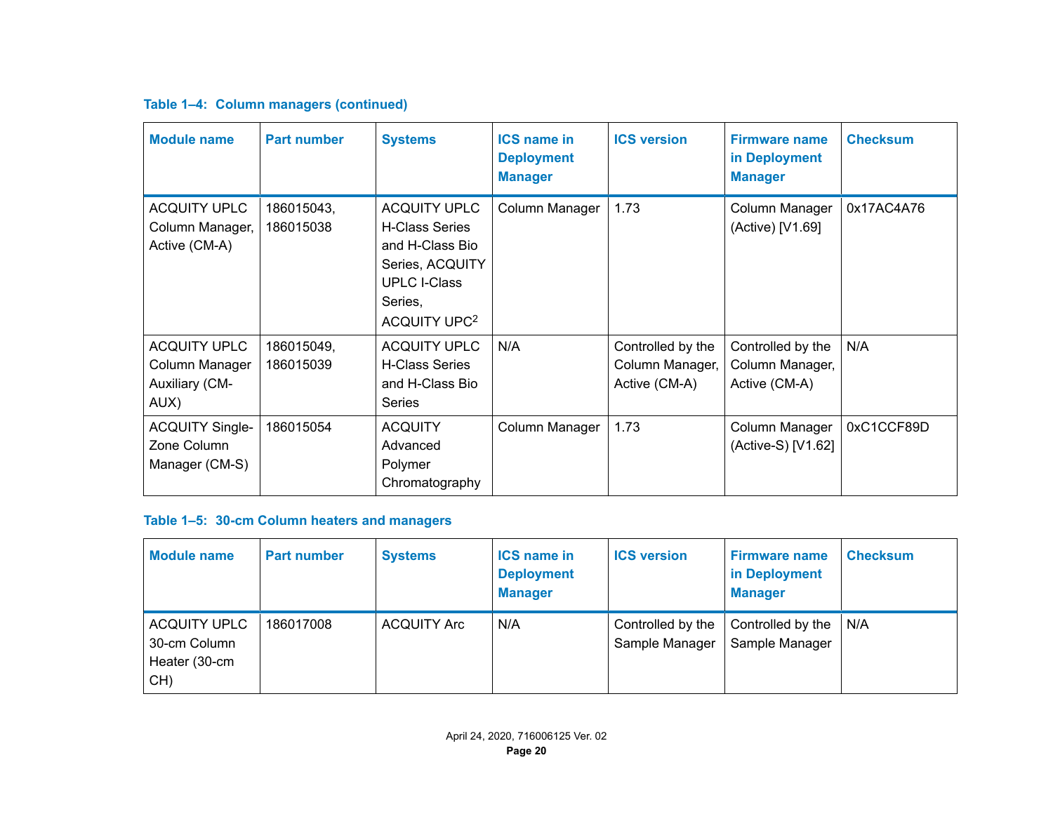**Table 1–4: Column managers (continued)**

| Module name | Part number | Systems | ICS name in Deployment Manager | ICS version | Firmware name in Deployment Manager | Checksum |
|---|---|---|---|---|---|---|
| ACQUITY UPLC Column Manager, Active (CM-A) | 186015043, 186015038 | ACQUITY UPLC H-Class Series and H-Class Bio Series, ACQUITY UPLC I-Class Series, ACQUITY UPC$^2$ | Column Manager | 1.73 | Column Manager (Active) [V1.69] | 0x17AC4A76 |
| ACQUITY UPLC Column Manager Auxiliary (CM-AUX) | 186015049, 186015039 | ACQUITY UPLC H-Class Series and H-Class Bio Series | N/A | Controlled by the Column Manager, Active (CM-A) | Controlled by the Column Manager, Active (CM-A) | N/A |
| ACQUITY Single-Zone Column Manager (CM-S) | 186015054 | ACQUITY Advanced Polymer Chromatography | Column Manager | 1.73 | Column Manager (Active-S) [V1.62] | 0xC1CCF89D |

**Table 1–5: 30-cm Column heaters and managers**

| Module name | Part number | Systems | ICS name in Deployment Manager | ICS version | Firmware name in Deployment Manager | Checksum |
|---|---|---|---|---|---|---|
| ACQUITY UPLC 30-cm Column Heater (30-cm CH) | 186017008 | ACQUITY Arc | N/A | Controlled by the Sample Manager | Controlled by the Sample Manager | N/A |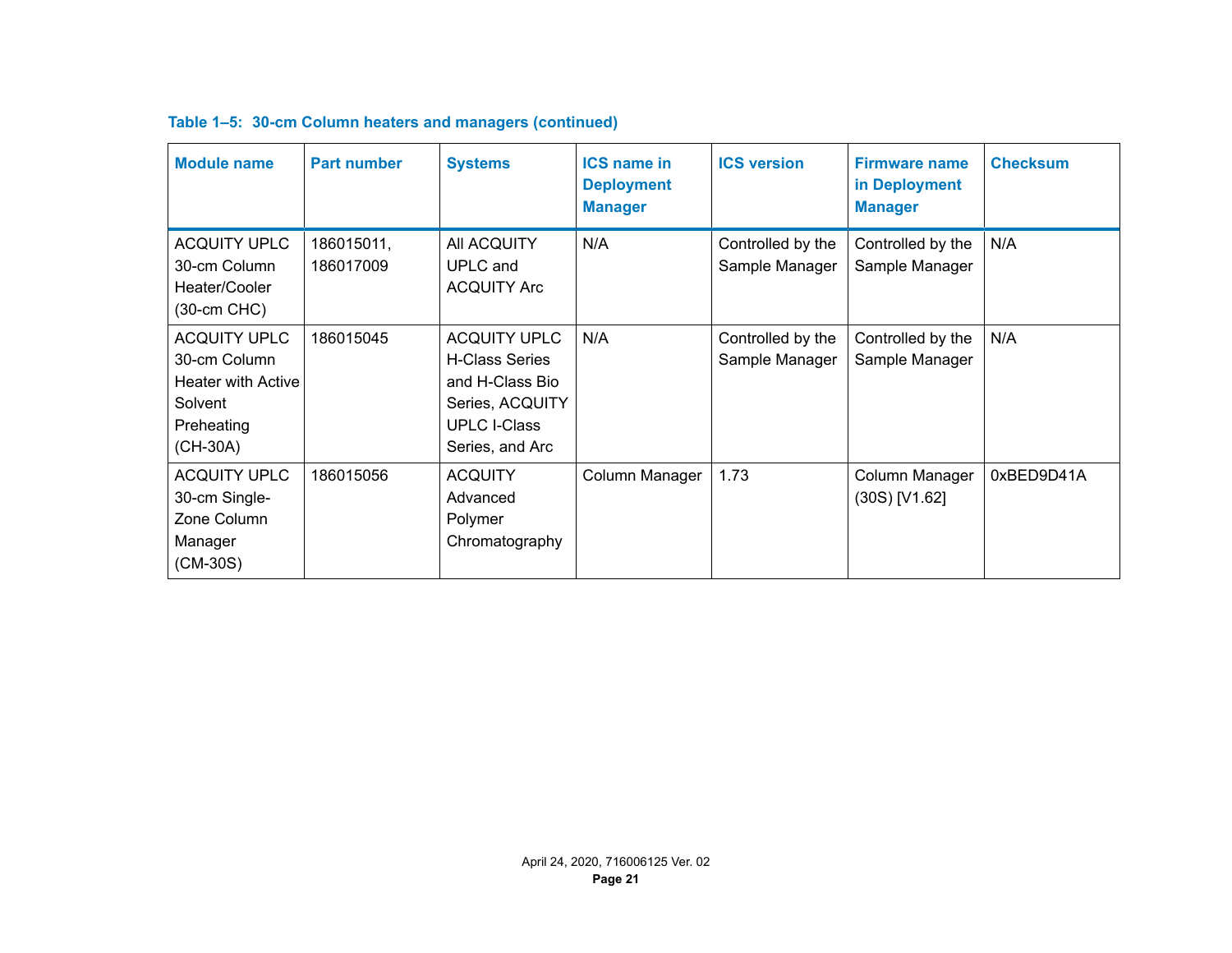**Table 1–5: 30-cm Column heaters and managers (continued)**

| Module name | Part number | Systems | ICS name in Deployment Manager | ICS version | Firmware name in Deployment Manager | Checksum |
|---|---|---|---|---|---|---|
| ACQUITY UPLC 30-cm Column Heater/Cooler (30-cm CHC) | 186015011, 186017009 | All ACQUITY UPLC and ACQUITY Arc | N/A | Controlled by the Sample Manager | Controlled by the Sample Manager | N/A |
| ACQUITY UPLC 30-cm Column Heater with Active Solvent Preheating (CH-30A) | 186015045 | ACQUITY UPLC H-Class Series and H-Class Bio Series, ACQUITY UPLC I-Class Series, and Arc | N/A | Controlled by the Sample Manager | Controlled by the Sample Manager | N/A |
| ACQUITY UPLC 30-cm Single-Zone Column Manager (CM-30S) | 186015056 | ACQUITY Advanced Polymer Chromatography | Column Manager | 1.73 | Column Manager (30S) [V1.62] | 0xBED9D41A |

April 24, 2020, 716006125 Ver. 02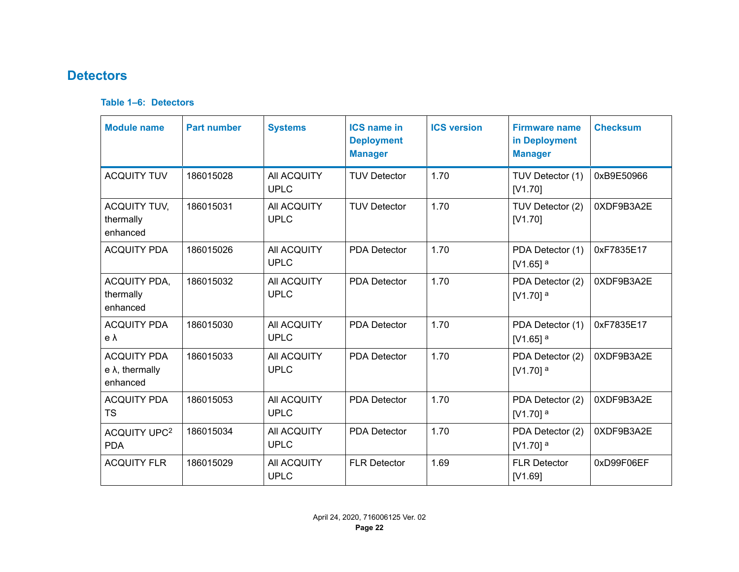## Detectors

**Table 1–6: Detectors**

| Module name | Part number | Systems | ICS name in Deployment Manager | ICS version | Firmware name in Deployment Manager | Checksum |
|---|---|---|---|---|---|---|
| ACQUITY TUV | 186015028 | All ACQUITY UPLC | TUV Detector | 1.70 | TUV Detector (1) [V1.70] | 0xB9E50966 |
| ACQUITY TUV, thermally enhanced | 186015031 | All ACQUITY UPLC | TUV Detector | 1.70 | TUV Detector (2) [V1.70] | 0XDF9B3A2E |
| ACQUITY PDA | 186015026 | All ACQUITY UPLC | PDA Detector | 1.70 | PDA Detector (1) [V1.65] [a] | 0xF7835E17 |
| ACQUITY PDA, thermally enhanced | 186015032 | All ACQUITY UPLC | PDA Detector | 1.70 | PDA Detector (2) [V1.70] [a] | 0XDF9B3A2E |
| ACQUITY PDA e λ | 186015030 | All ACQUITY UPLC | PDA Detector | 1.70 | PDA Detector (1) [V1.65] [a] | 0xF7835E17 |
| ACQUITY PDA e λ, thermally enhanced | 186015033 | All ACQUITY UPLC | PDA Detector | 1.70 | PDA Detector (2) [V1.70] [a] | 0XDF9B3A2E |
| ACQUITY PDA TS | 186015053 | All ACQUITY UPLC | PDA Detector | 1.70 | PDA Detector (2) [V1.70] [a] | 0XDF9B3A2E |
| ACQUITY $UPC^2$ PDA | 186015034 | All ACQUITY UPLC | PDA Detector | 1.70 | PDA Detector (2) [V1.70] [a] | 0XDF9B3A2E |
| ACQUITY FLR | 186015029 | All ACQUITY UPLC | FLR Detector | 1.69 | FLR Detector [V1.69] | 0xD99F06EF |

April 24, 2020, 716006125 Ver. 02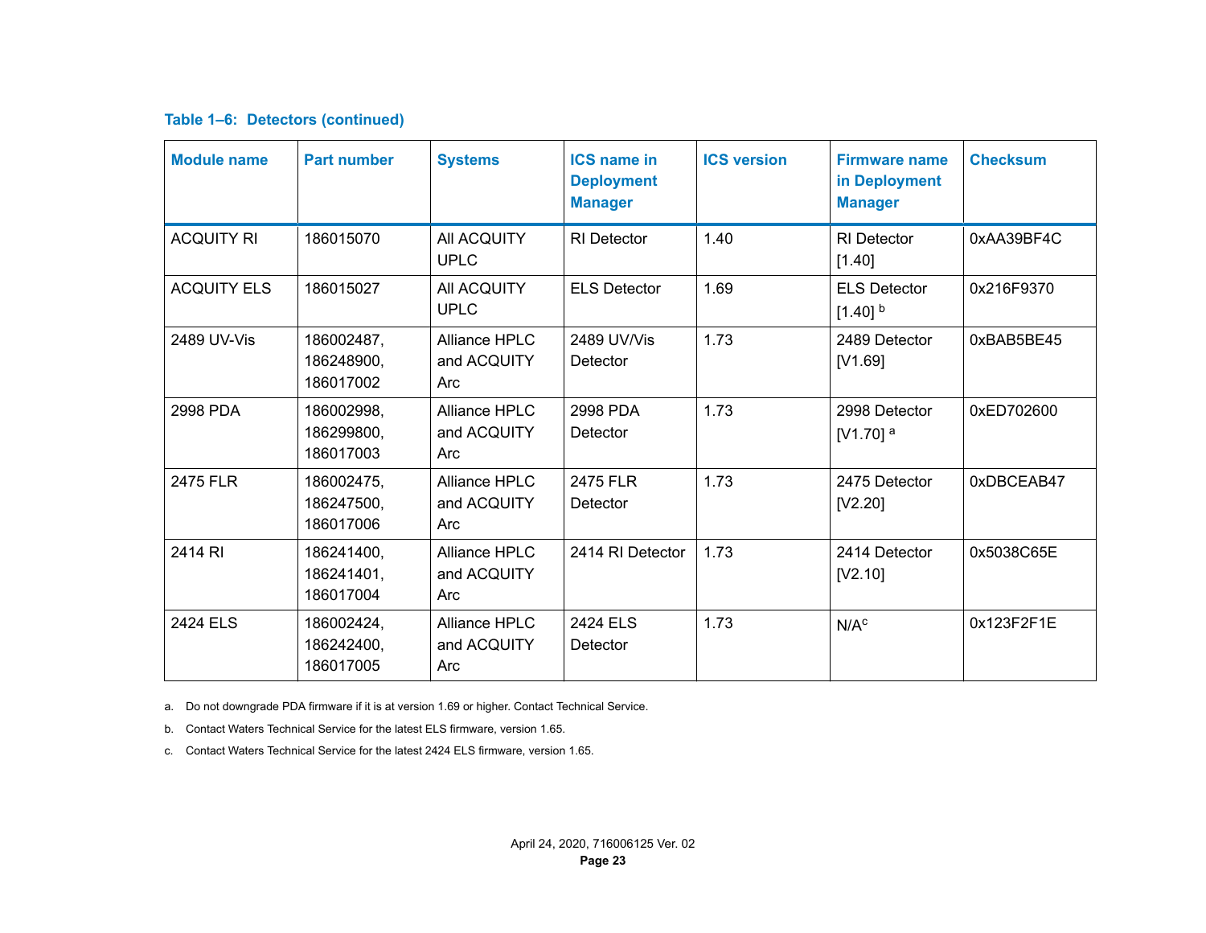**Table 1–6: Detectors (continued)**

| Module name | Part number | Systems | ICS name in Deployment Manager | ICS version | Firmware name in Deployment Manager | Checksum |
|---|---|---|---|---|---|---|
| ACQUITY RI | 186015070 | All ACQUITY UPLC | RI Detector | 1.40 | RI Detector [1.40] | 0xAA39BF4C |
| ACQUITY ELS | 186015027 | All ACQUITY UPLC | ELS Detector | 1.69 | ELS Detector [1.40] [b] | 0x216F9370 |
| 2489 UV-Vis | 186002487, 186248900, 186017002 | Alliance HPLC and ACQUITY Arc | 2489 UV/Vis Detector | 1.73 | 2489 Detector [V1.69] | 0xBAB5BE45 |
| 2998 PDA | 186002998, 186299800, 186017003 | Alliance HPLC and ACQUITY Arc | 2998 PDA Detector | 1.73 | 2998 Detector [V1.70] [a] | 0xED702600 |
| 2475 FLR | 186002475, 186247500, 186017006 | Alliance HPLC and ACQUITY Arc | 2475 FLR Detector | 1.73 | 2475 Detector [V2.20] | 0xDBCEAB47 |
| 2414 RI | 186241400, 186241401, 186017004 | Alliance HPLC and ACQUITY Arc | 2414 RI Detector | 1.73 | 2414 Detector [V2.10] | 0x5038C65E |
| 2424 ELS | 186002424, 186242400, 186017005 | Alliance HPLC and ACQUITY Arc | 2424 ELS Detector | 1.73 | N/A[c] | 0x123F2F1E |

a. Do not downgrade PDA firmware if it is at version 1.69 or higher. Contact Technical Service.

b. Contact Waters Technical Service for the latest ELS firmware, version 1.65.

c. Contact Waters Technical Service for the latest 2424 ELS firmware, version 1.65.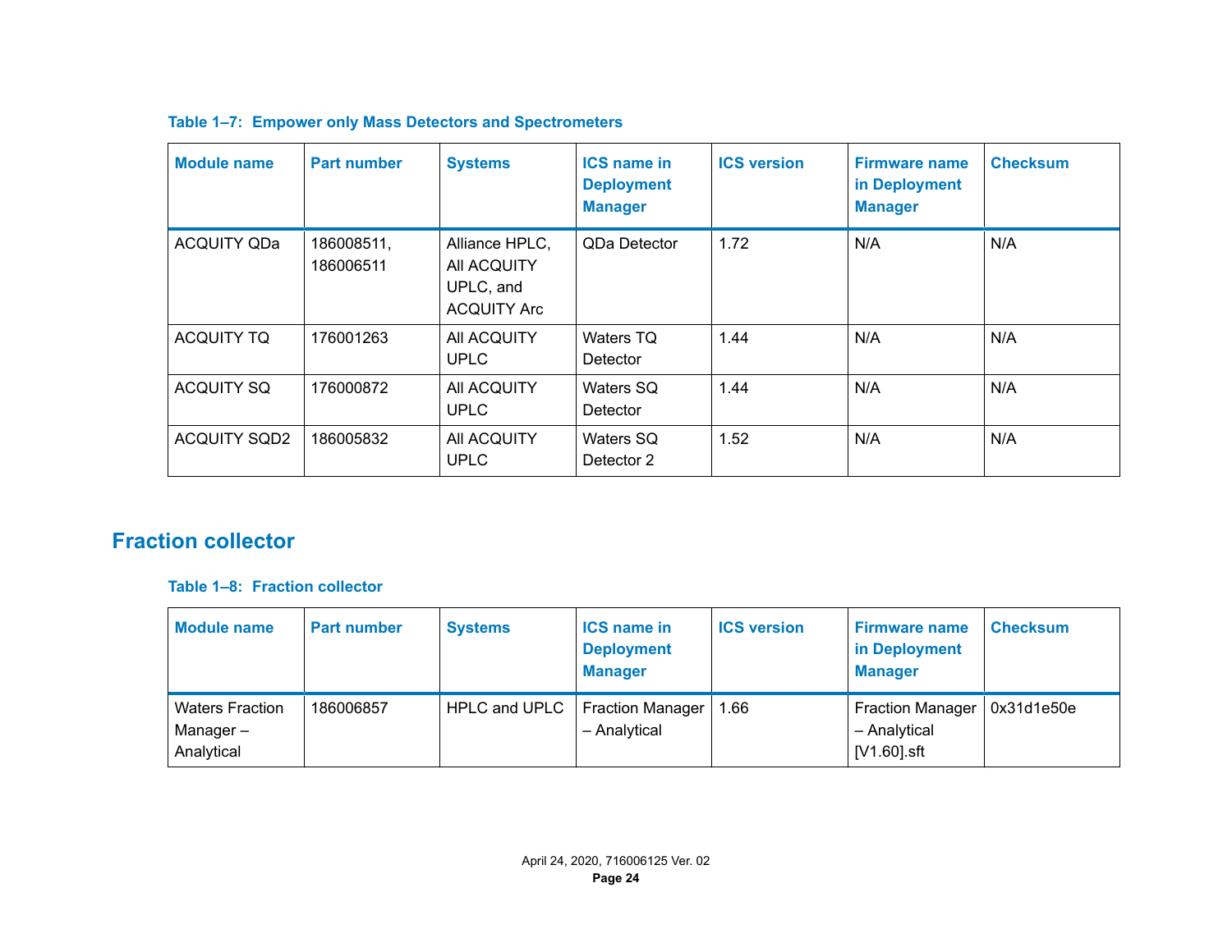**Table 1–7: Empower only Mass Detectors and Spectrometers**

| Module name | Part number | Systems | ICS name in Deployment Manager | ICS version | Firmware name in Deployment Manager | Checksum |
|---|---|---|---|---|---|---|
| ACQUITY QDa | 186008511, 186006511 | Alliance HPLC, All ACQUITY UPLC, and ACQUITY Arc | QDa Detector | 1.72 | N/A | N/A |
| ACQUITY TQ | 176001263 | All ACQUITY UPLC | Waters TQ Detector | 1.44 | N/A | N/A |
| ACQUITY SQ | 176000872 | All ACQUITY UPLC | Waters SQ Detector | 1.44 | N/A | N/A |
| ACQUITY SQD2 | 186005832 | All ACQUITY UPLC | Waters SQ Detector 2 | 1.52 | N/A | N/A |

## Fraction collector

**Table 1–8: Fraction collector**

| Module name | Part number | Systems | ICS name in Deployment Manager | ICS version | Firmware name in Deployment Manager | Checksum |
|---|---|---|---|---|---|---|
| Waters Fraction Manager – Analytical | 186006857 | HPLC and UPLC | Fraction Manager – Analytical | 1.66 | Fraction Manager – Analytical [V1.60].sft | 0x31d1e50e |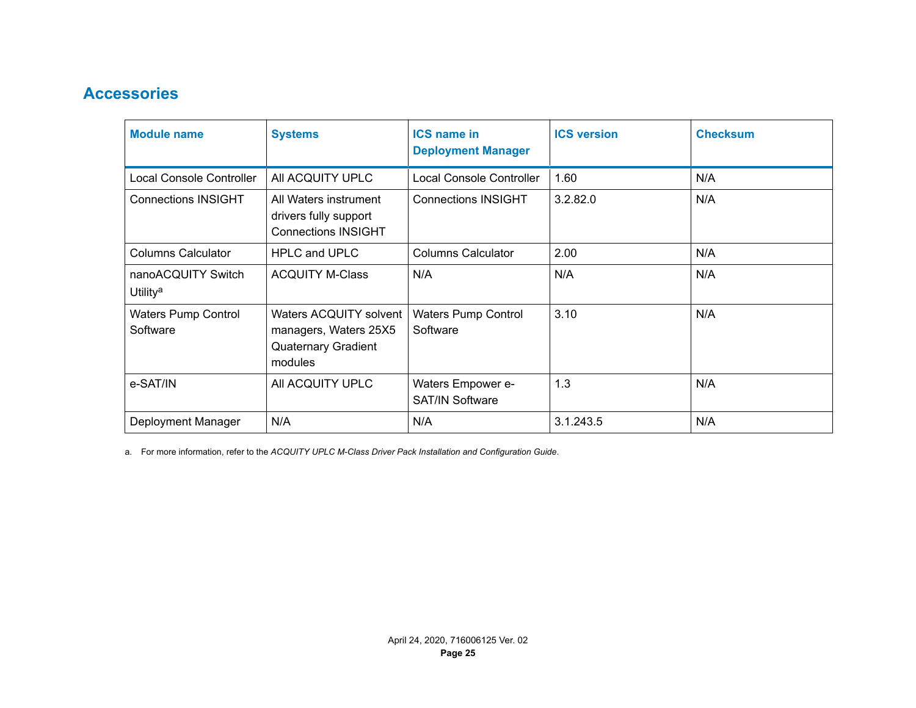## Accessories

| Module name | Systems | ICS name in Deployment Manager | ICS version | Checksum |
|---|---|---|---|---|
| Local Console Controller | All ACQUITY UPLC | Local Console Controller | 1.60 | N/A |
| Connections INSIGHT | All Waters instrument drivers fully support Connections INSIGHT | Connections INSIGHT | 3.2.82.0 | N/A |
| Columns Calculator | HPLC and UPLC | Columns Calculator | 2.00 | N/A |
| nanoACQUITY Switch Utility[a] | ACQUITY M-Class | N/A | N/A | N/A |
| Waters Pump Control Software | Waters ACQUITY solvent managers, Waters 25X5 Quaternary Gradient modules | Waters Pump Control Software | 3.10 | N/A |
| e-SAT/IN | All ACQUITY UPLC | Waters Empower e-SAT/IN Software | 1.3 | N/A |
| Deployment Manager | N/A | N/A | 3.1.243.5 | N/A |

a. For more information, refer to the *ACQUITY UPLC M-Class Driver Pack Installation and Configuration Guide*.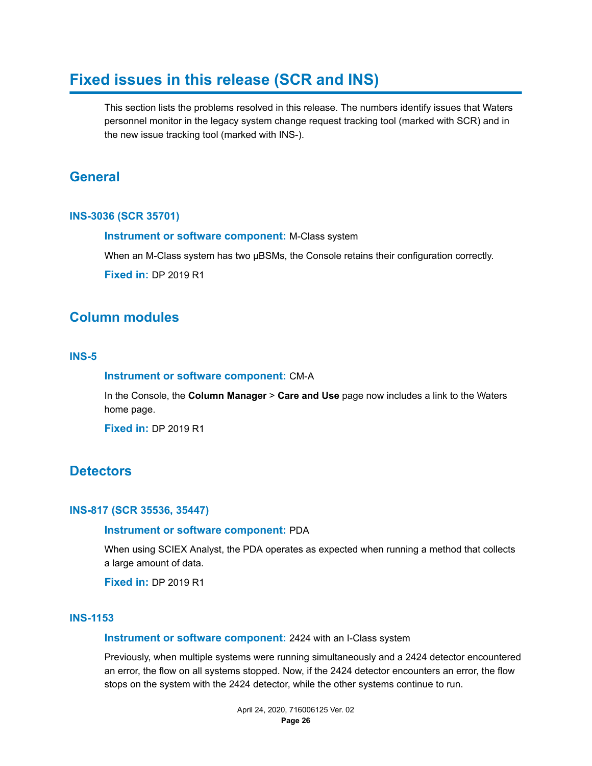# Fixed issues in this release (SCR and INS)

This section lists the problems resolved in this release. The numbers identify issues that Waters personnel monitor in the legacy system change request tracking tool (marked with SCR) and in the new issue tracking tool (marked with INS-).

## General

### INS-3036 (SCR 35701)

**Instrument or software component:** M-Class system

When an M-Class system has two μBSMs, the Console retains their configuration correctly.

**Fixed in:** DP 2019 R1

## Column modules

### INS-5

**Instrument or software component:** CM-A

In the Console, the **Column Manager** > **Care and Use** page now includes a link to the Waters home page.

**Fixed in:** DP 2019 R1

## Detectors

### INS-817 (SCR 35536, 35447)

**Instrument or software component:** PDA

When using SCIEX Analyst, the PDA operates as expected when running a method that collects a large amount of data.

**Fixed in:** DP 2019 R1

### INS-1153

**Instrument or software component:** 2424 with an I-Class system

Previously, when multiple systems were running simultaneously and a 2424 detector encountered an error, the flow on all systems stopped. Now, if the 2424 detector encounters an error, the flow stops on the system with the 2424 detector, while the other systems continue to run.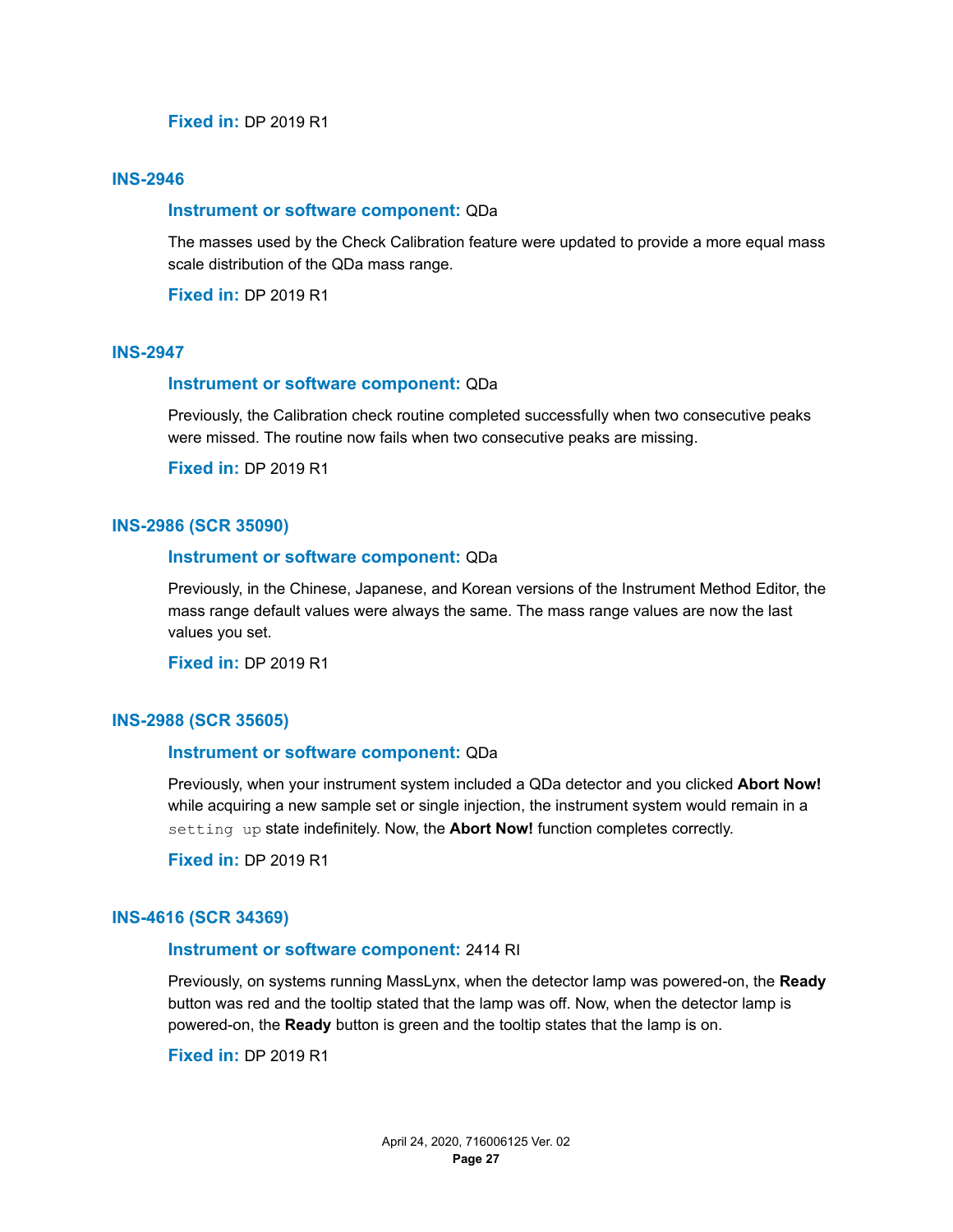**Fixed in:** DP 2019 R1

### INS-2946

**Instrument or software component:** QDa

The masses used by the Check Calibration feature were updated to provide a more equal mass scale distribution of the QDa mass range.

**Fixed in:** DP 2019 R1

### INS-2947

**Instrument or software component:** QDa

Previously, the Calibration check routine completed successfully when two consecutive peaks were missed. The routine now fails when two consecutive peaks are missing.

**Fixed in:** DP 2019 R1

### INS-2986 (SCR 35090)

**Instrument or software component:** QDa

Previously, in the Chinese, Japanese, and Korean versions of the Instrument Method Editor, the mass range default values were always the same. The mass range values are now the last values you set.

**Fixed in:** DP 2019 R1

### INS-2988 (SCR 35605)

**Instrument or software component:** QDa

Previously, when your instrument system included a QDa detector and you clicked **Abort Now!** while acquiring a new sample set or single injection, the instrument system would remain in a `setting up` state indefinitely. Now, the **Abort Now!** function completes correctly.

**Fixed in:** DP 2019 R1

### INS-4616 (SCR 34369)

**Instrument or software component:** 2414 RI

Previously, on systems running MassLynx, when the detector lamp was powered-on, the **Ready** button was red and the tooltip stated that the lamp was off. Now, when the detector lamp is powered-on, the **Ready** button is green and the tooltip states that the lamp is on.

**Fixed in:** DP 2019 R1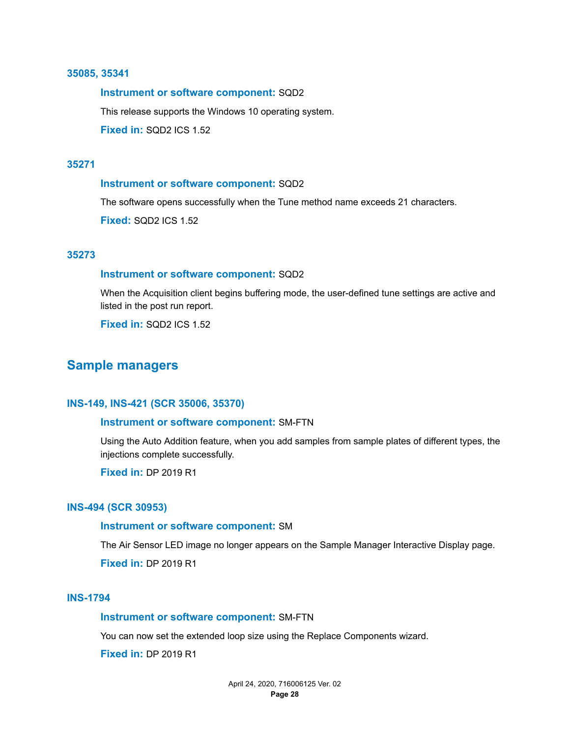### 35085, 35341

**Instrument or software component:** SQD2

This release supports the Windows 10 operating system.

**Fixed in:** SQD2 ICS 1.52

### 35271

**Instrument or software component:** SQD2

The software opens successfully when the Tune method name exceeds 21 characters.

**Fixed:** SQD2 ICS 1.52

### 35273

**Instrument or software component:** SQD2

When the Acquisition client begins buffering mode, the user-defined tune settings are active and listed in the post run report.

**Fixed in:** SQD2 ICS 1.52

## Sample managers

### INS-149, INS-421 (SCR 35006, 35370)

**Instrument or software component:** SM-FTN

Using the Auto Addition feature, when you add samples from sample plates of different types, the injections complete successfully.

**Fixed in:** DP 2019 R1

### INS-494 (SCR 30953)

**Instrument or software component:** SM

The Air Sensor LED image no longer appears on the Sample Manager Interactive Display page.

**Fixed in:** DP 2019 R1

### INS-1794

**Instrument or software component:** SM-FTN

You can now set the extended loop size using the Replace Components wizard.

**Fixed in:** DP 2019 R1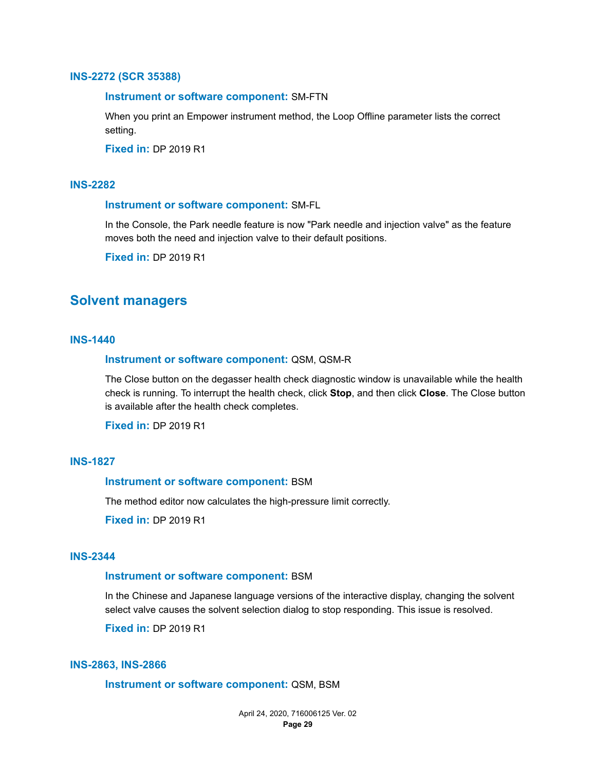### INS-2272 (SCR 35388)

**Instrument or software component:** SM-FTN

When you print an Empower instrument method, the Loop Offline parameter lists the correct setting.

**Fixed in:** DP 2019 R1

### INS-2282

**Instrument or software component:** SM-FL

In the Console, the Park needle feature is now "Park needle and injection valve" as the feature moves both the need and injection valve to their default positions.

**Fixed in:** DP 2019 R1

## Solvent managers

### INS-1440

**Instrument or software component:** QSM, QSM-R

The Close button on the degasser health check diagnostic window is unavailable while the health check is running. To interrupt the health check, click **Stop**, and then click **Close**. The Close button is available after the health check completes.

**Fixed in:** DP 2019 R1

### INS-1827

**Instrument or software component:** BSM

The method editor now calculates the high-pressure limit correctly.

**Fixed in:** DP 2019 R1

### INS-2344

**Instrument or software component:** BSM

In the Chinese and Japanese language versions of the interactive display, changing the solvent select valve causes the solvent selection dialog to stop responding. This issue is resolved.

**Fixed in:** DP 2019 R1

### INS-2863, INS-2866

**Instrument or software component:** QSM, BSM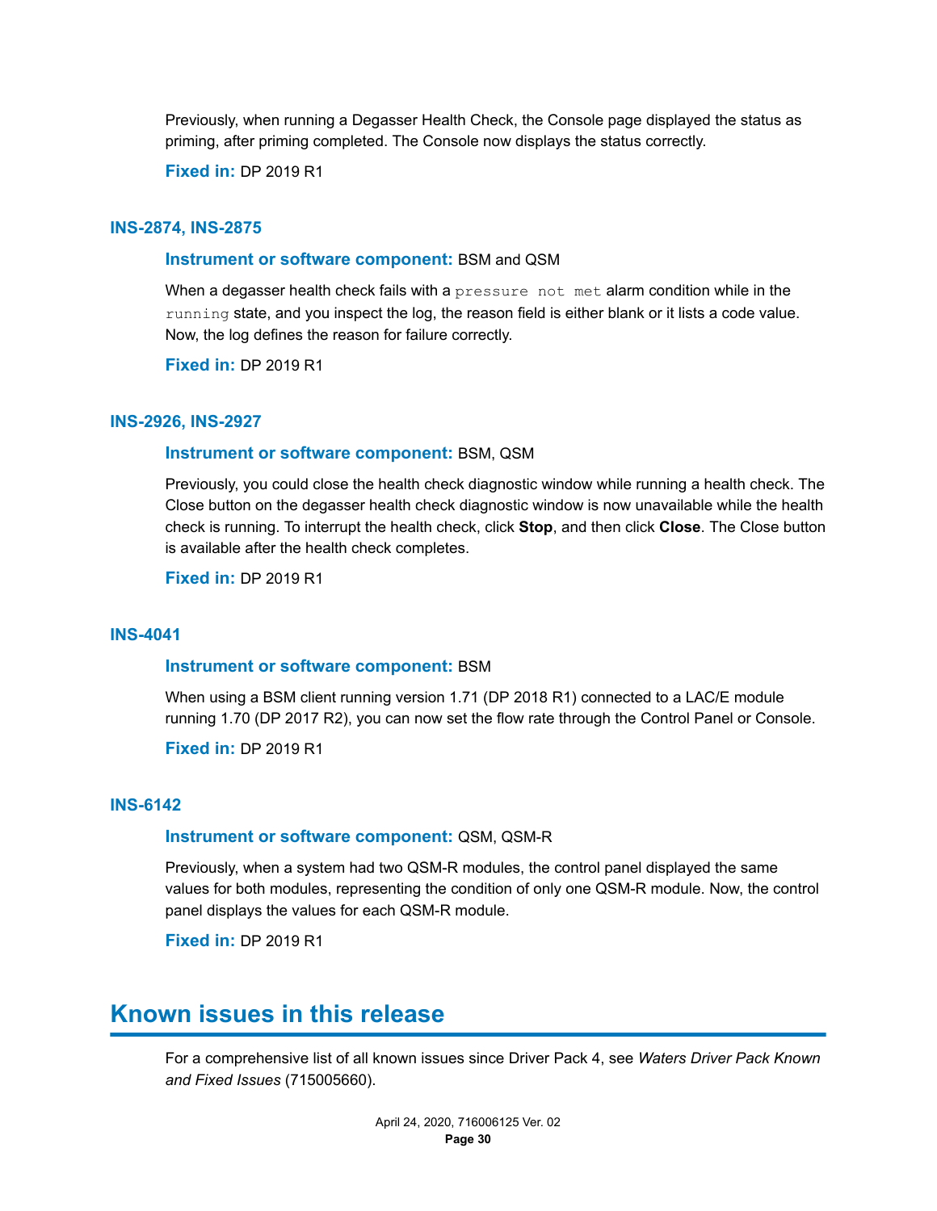Previously, when running a Degasser Health Check, the Console page displayed the status as priming, after priming completed. The Console now displays the status correctly.

**Fixed in:** DP 2019 R1

### INS-2874, INS-2875

**Instrument or software component:** BSM and QSM

When a degasser health check fails with a `pressure not met` alarm condition while in the `running` state, and you inspect the log, the reason field is either blank or it lists a code value. Now, the log defines the reason for failure correctly.

**Fixed in:** DP 2019 R1

### INS-2926, INS-2927

**Instrument or software component:** BSM, QSM

Previously, you could close the health check diagnostic window while running a health check. The Close button on the degasser health check diagnostic window is now unavailable while the health check is running. To interrupt the health check, click **Stop**, and then click **Close**. The Close button is available after the health check completes.

**Fixed in:** DP 2019 R1

### INS-4041

**Instrument or software component:** BSM

When using a BSM client running version 1.71 (DP 2018 R1) connected to a LAC/E module running 1.70 (DP 2017 R2), you can now set the flow rate through the Control Panel or Console.

**Fixed in:** DP 2019 R1

### INS-6142

**Instrument or software component:** QSM, QSM-R

Previously, when a system had two QSM-R modules, the control panel displayed the same values for both modules, representing the condition of only one QSM-R module. Now, the control panel displays the values for each QSM-R module.

**Fixed in:** DP 2019 R1

## Known issues in this release

For a comprehensive list of all known issues since Driver Pack 4, see *Waters Driver Pack Known and Fixed Issues* (715005660).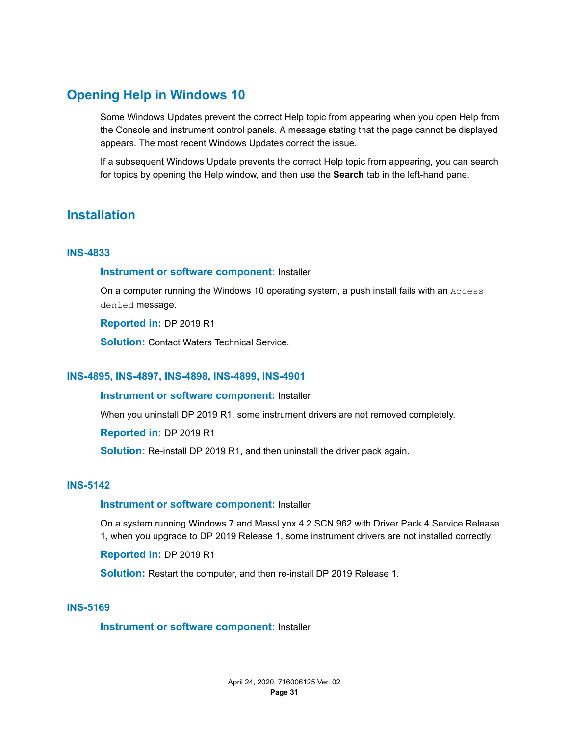## Opening Help in Windows 10

Some Windows Updates prevent the correct Help topic from appearing when you open Help from the Console and instrument control panels. A message stating that the page cannot be displayed appears. The most recent Windows Updates correct the issue.

If a subsequent Windows Update prevents the correct Help topic from appearing, you can search for topics by opening the Help window, and then use the **Search** tab in the left-hand pane.

## Installation

### INS-4833

**Instrument or software component:** Installer

On a computer running the Windows 10 operating system, a push install fails with an `Access denied` message.

**Reported in:** DP 2019 R1

**Solution:** Contact Waters Technical Service.

### INS-4895, INS-4897, INS-4898, INS-4899, INS-4901

**Instrument or software component:** Installer

When you uninstall DP 2019 R1, some instrument drivers are not removed completely.

**Reported in:** DP 2019 R1

**Solution:** Re-install DP 2019 R1, and then uninstall the driver pack again.

### INS-5142

**Instrument or software component:** Installer

On a system running Windows 7 and MassLynx 4.2 SCN 962 with Driver Pack 4 Service Release 1, when you upgrade to DP 2019 Release 1, some instrument drivers are not installed correctly.

**Reported in:** DP 2019 R1

**Solution:** Restart the computer, and then re-install DP 2019 Release 1.

### INS-5169

**Instrument or software component:** Installer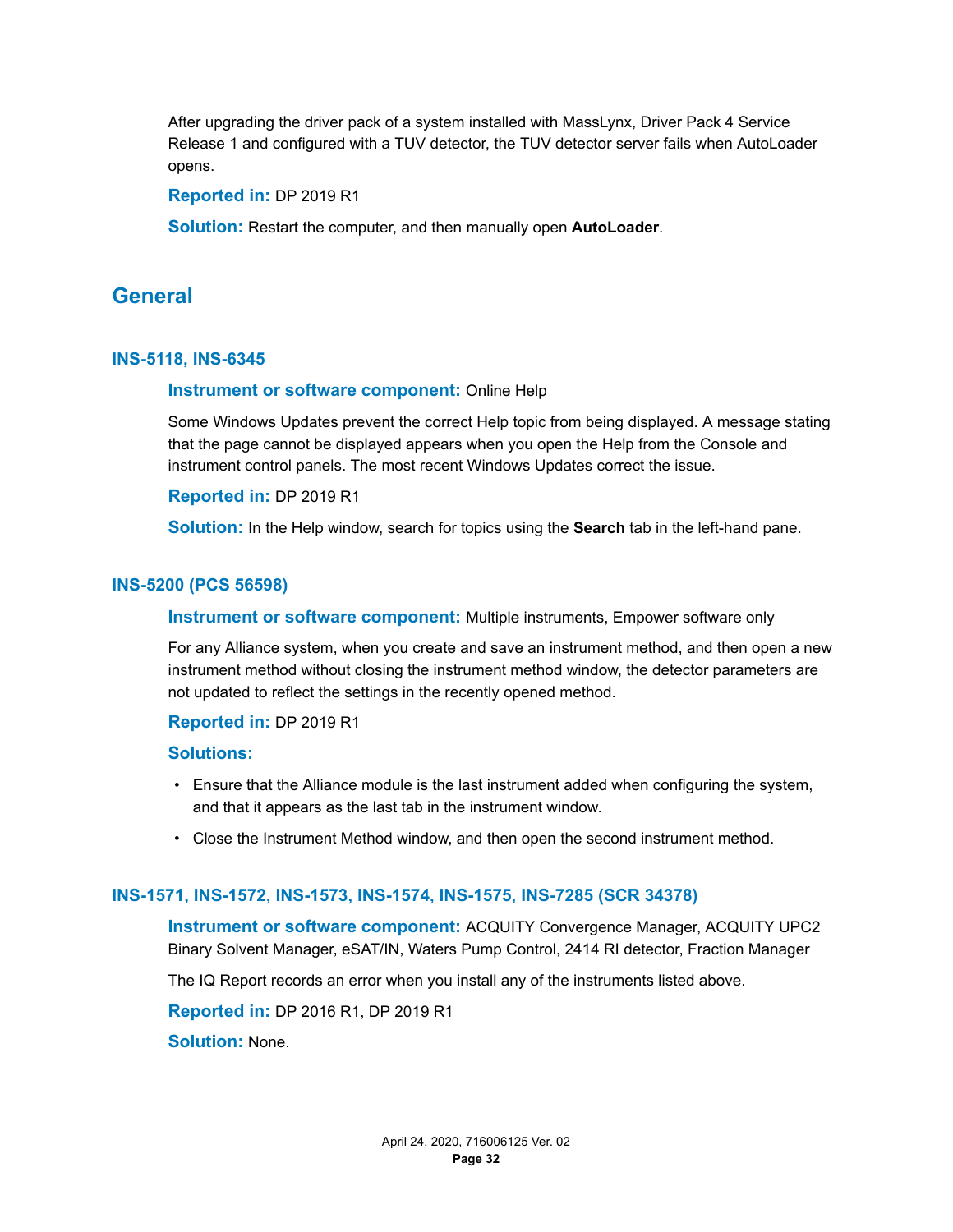After upgrading the driver pack of a system installed with MassLynx, Driver Pack 4 Service Release 1 and configured with a TUV detector, the TUV detector server fails when AutoLoader opens.

**Reported in:** DP 2019 R1

**Solution:** Restart the computer, and then manually open **AutoLoader**.

## General

### INS-5118, INS-6345

**Instrument or software component:** Online Help

Some Windows Updates prevent the correct Help topic from being displayed. A message stating that the page cannot be displayed appears when you open the Help from the Console and instrument control panels. The most recent Windows Updates correct the issue.

**Reported in:** DP 2019 R1

**Solution:** In the Help window, search for topics using the **Search** tab in the left-hand pane.

### INS-5200 (PCS 56598)

**Instrument or software component:** Multiple instruments, Empower software only

For any Alliance system, when you create and save an instrument method, and then open a new instrument method without closing the instrument method window, the detector parameters are not updated to reflect the settings in the recently opened method.

**Reported in:** DP 2019 R1

**Solutions:**

- Ensure that the Alliance module is the last instrument added when configuring the system, and that it appears as the last tab in the instrument window.
- Close the Instrument Method window, and then open the second instrument method.

### INS-1571, INS-1572, INS-1573, INS-1574, INS-1575, INS-7285 (SCR 34378)

**Instrument or software component:** ACQUITY Convergence Manager, ACQUITY UPC2 Binary Solvent Manager, eSAT/IN, Waters Pump Control, 2414 RI detector, Fraction Manager

The IQ Report records an error when you install any of the instruments listed above.

**Reported in:** DP 2016 R1, DP 2019 R1

**Solution:** None.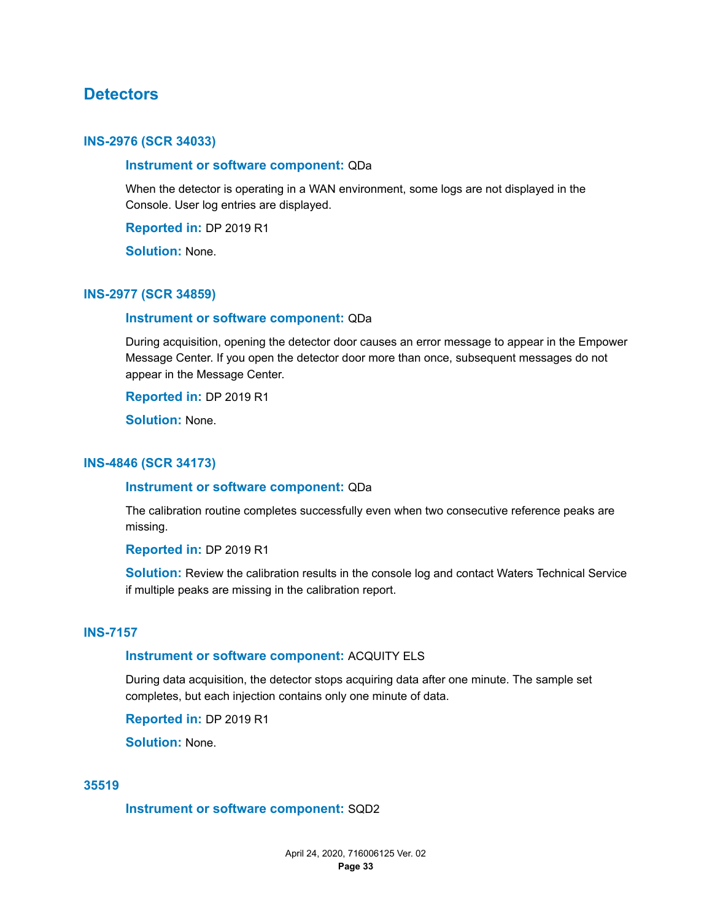## Detectors

### INS-2976 (SCR 34033)

**Instrument or software component:** QDa

When the detector is operating in a WAN environment, some logs are not displayed in the Console. User log entries are displayed.

**Reported in:** DP 2019 R1

**Solution:** None.

### INS-2977 (SCR 34859)

**Instrument or software component:** QDa

During acquisition, opening the detector door causes an error message to appear in the Empower Message Center. If you open the detector door more than once, subsequent messages do not appear in the Message Center.

**Reported in:** DP 2019 R1

**Solution:** None.

### INS-4846 (SCR 34173)

**Instrument or software component:** QDa

The calibration routine completes successfully even when two consecutive reference peaks are missing.

**Reported in:** DP 2019 R1

**Solution:** Review the calibration results in the console log and contact Waters Technical Service if multiple peaks are missing in the calibration report.

### INS-7157

**Instrument or software component:** ACQUITY ELS

During data acquisition, the detector stops acquiring data after one minute. The sample set completes, but each injection contains only one minute of data.

**Reported in:** DP 2019 R1

**Solution:** None.

### 35519

**Instrument or software component:** SQD2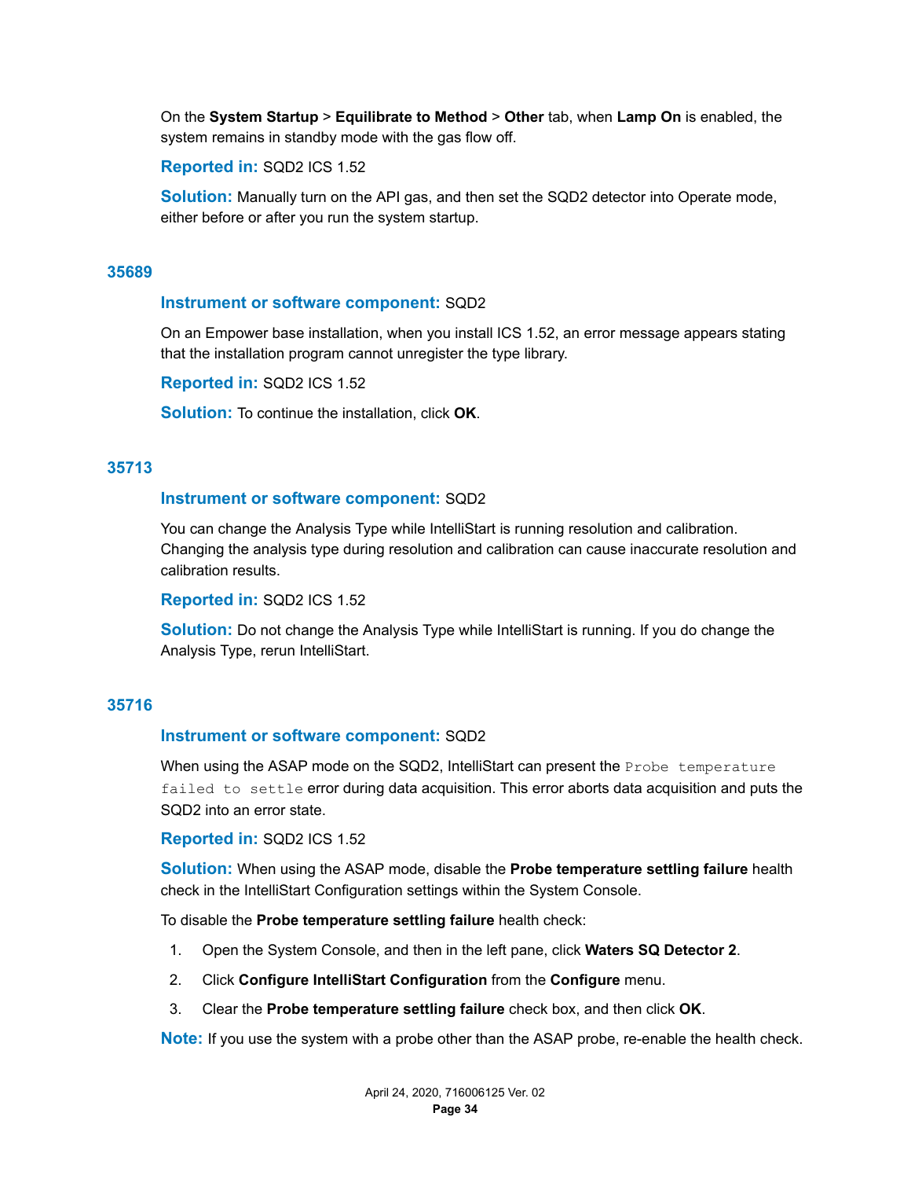On the **System Startup** > **Equilibrate to Method** > **Other** tab, when **Lamp On** is enabled, the system remains in standby mode with the gas flow off.

**Reported in:** SQD2 ICS 1.52

**Solution:** Manually turn on the API gas, and then set the SQD2 detector into Operate mode, either before or after you run the system startup.

### 35689

**Instrument or software component:** SQD2

On an Empower base installation, when you install ICS 1.52, an error message appears stating that the installation program cannot unregister the type library.

**Reported in:** SQD2 ICS 1.52

**Solution:** To continue the installation, click **OK**.

### 35713

**Instrument or software component:** SQD2

You can change the Analysis Type while IntelliStart is running resolution and calibration. Changing the analysis type during resolution and calibration can cause inaccurate resolution and calibration results.

**Reported in:** SQD2 ICS 1.52

**Solution:** Do not change the Analysis Type while IntelliStart is running. If you do change the Analysis Type, rerun IntelliStart.

### 35716

**Instrument or software component:** SQD2

When using the ASAP mode on the SQD2, IntelliStart can present the `Probe temperature failed to settle` error during data acquisition. This error aborts data acquisition and puts the SQD2 into an error state.

**Reported in:** SQD2 ICS 1.52

**Solution:** When using the ASAP mode, disable the **Probe temperature settling failure** health check in the IntelliStart Configuration settings within the System Console.

To disable the **Probe temperature settling failure** health check:

1. Open the System Console, and then in the left pane, click **Waters SQ Detector 2**.
2. Click **Configure IntelliStart Configuration** from the **Configure** menu.
3. Clear the **Probe temperature settling failure** check box, and then click **OK**.

**Note:** If you use the system with a probe other than the ASAP probe, re-enable the health check.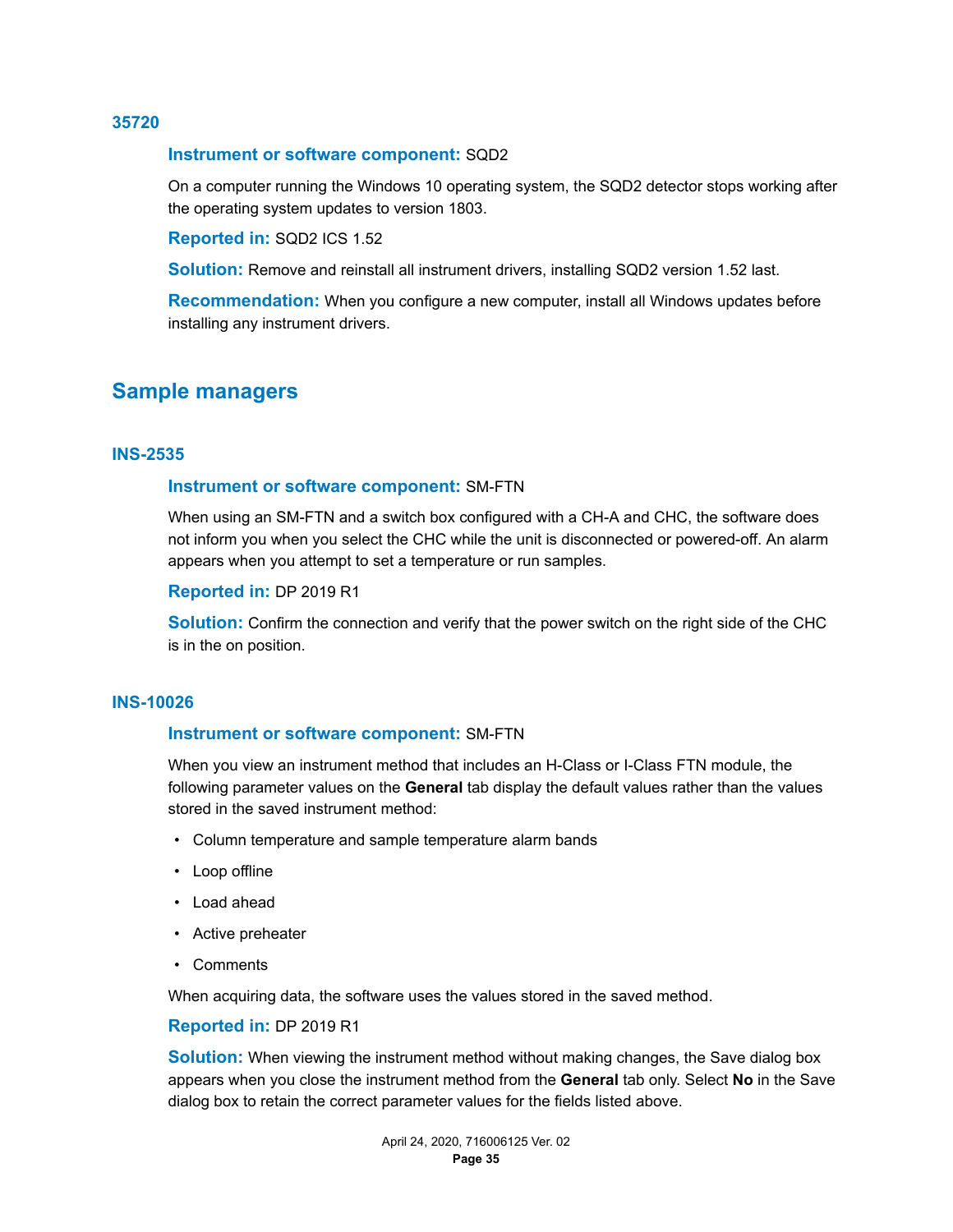### 35720

**Instrument or software component:** SQD2

On a computer running the Windows 10 operating system, the SQD2 detector stops working after the operating system updates to version 1803.

**Reported in:** SQD2 ICS 1.52

**Solution:** Remove and reinstall all instrument drivers, installing SQD2 version 1.52 last.

**Recommendation:** When you configure a new computer, install all Windows updates before installing any instrument drivers.

## Sample managers

### INS-2535

**Instrument or software component:** SM-FTN

When using an SM-FTN and a switch box configured with a CH-A and CHC, the software does not inform you when you select the CHC while the unit is disconnected or powered-off. An alarm appears when you attempt to set a temperature or run samples.

**Reported in:** DP 2019 R1

**Solution:** Confirm the connection and verify that the power switch on the right side of the CHC is in the on position.

### INS-10026

**Instrument or software component:** SM-FTN

When you view an instrument method that includes an H-Class or I-Class FTN module, the following parameter values on the **General** tab display the default values rather than the values stored in the saved instrument method:

- Column temperature and sample temperature alarm bands
- Loop offline
- Load ahead
- Active preheater
- Comments

When acquiring data, the software uses the values stored in the saved method.

**Reported in:** DP 2019 R1

**Solution:** When viewing the instrument method without making changes, the Save dialog box appears when you close the instrument method from the **General** tab only. Select **No** in the Save dialog box to retain the correct parameter values for the fields listed above.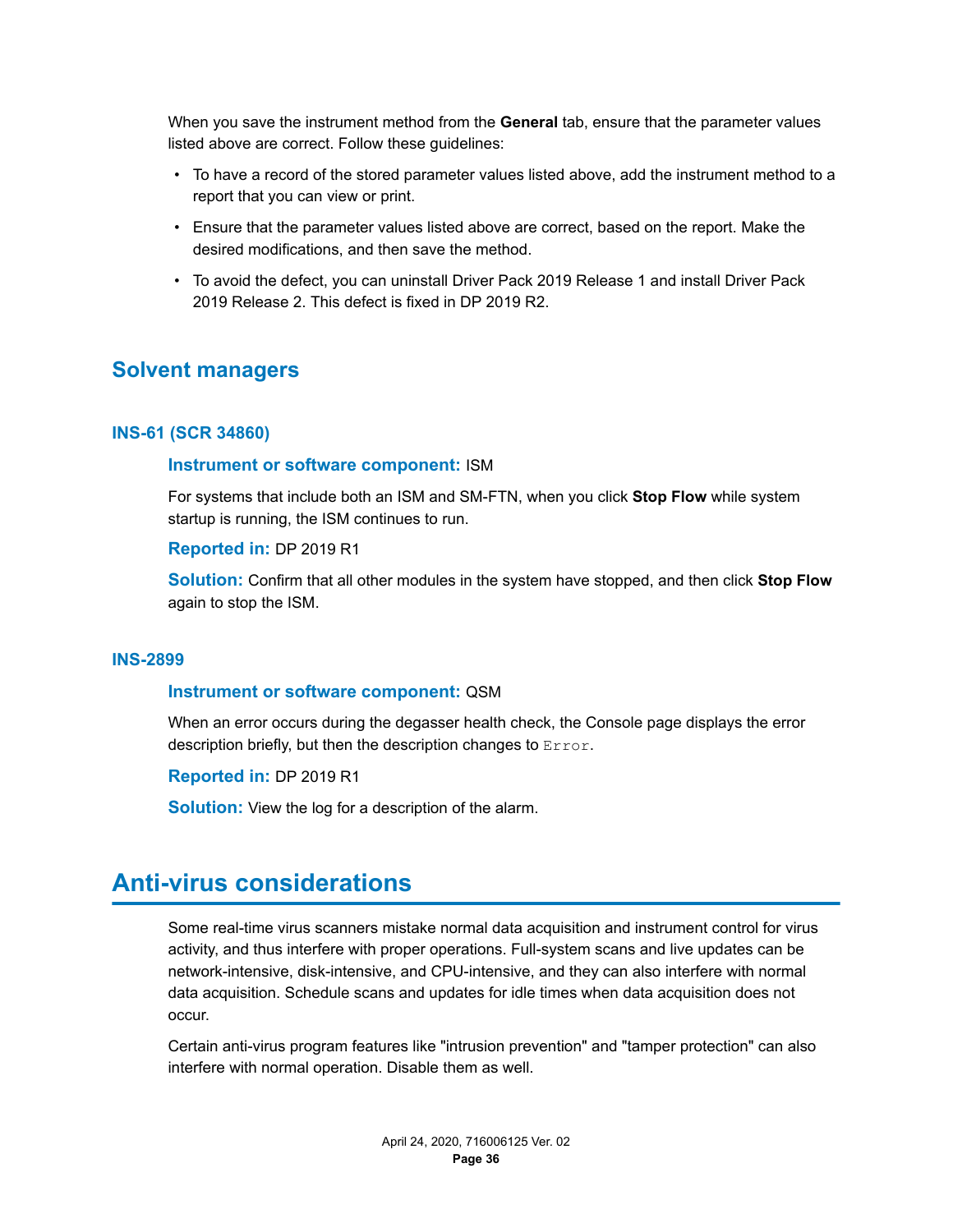When you save the instrument method from the **General** tab, ensure that the parameter values listed above are correct. Follow these guidelines:

- To have a record of the stored parameter values listed above, add the instrument method to a report that you can view or print.
- Ensure that the parameter values listed above are correct, based on the report. Make the desired modifications, and then save the method.
- To avoid the defect, you can uninstall Driver Pack 2019 Release 1 and install Driver Pack 2019 Release 2. This defect is fixed in DP 2019 R2.

## Solvent managers

### INS-61 (SCR 34860)

**Instrument or software component:** ISM

For systems that include both an ISM and SM-FTN, when you click **Stop Flow** while system startup is running, the ISM continues to run.

**Reported in:** DP 2019 R1

**Solution:** Confirm that all other modules in the system have stopped, and then click **Stop Flow** again to stop the ISM.

### INS-2899

**Instrument or software component:** QSM

When an error occurs during the degasser health check, the Console page displays the error description briefly, but then the description changes to `Error`.

**Reported in:** DP 2019 R1

**Solution:** View the log for a description of the alarm.

# Anti-virus considerations

Some real-time virus scanners mistake normal data acquisition and instrument control for virus activity, and thus interfere with proper operations. Full-system scans and live updates can be network-intensive, disk-intensive, and CPU-intensive, and they can also interfere with normal data acquisition. Schedule scans and updates for idle times when data acquisition does not occur.

Certain anti-virus program features like "intrusion prevention" and "tamper protection" can also interfere with normal operation. Disable them as well.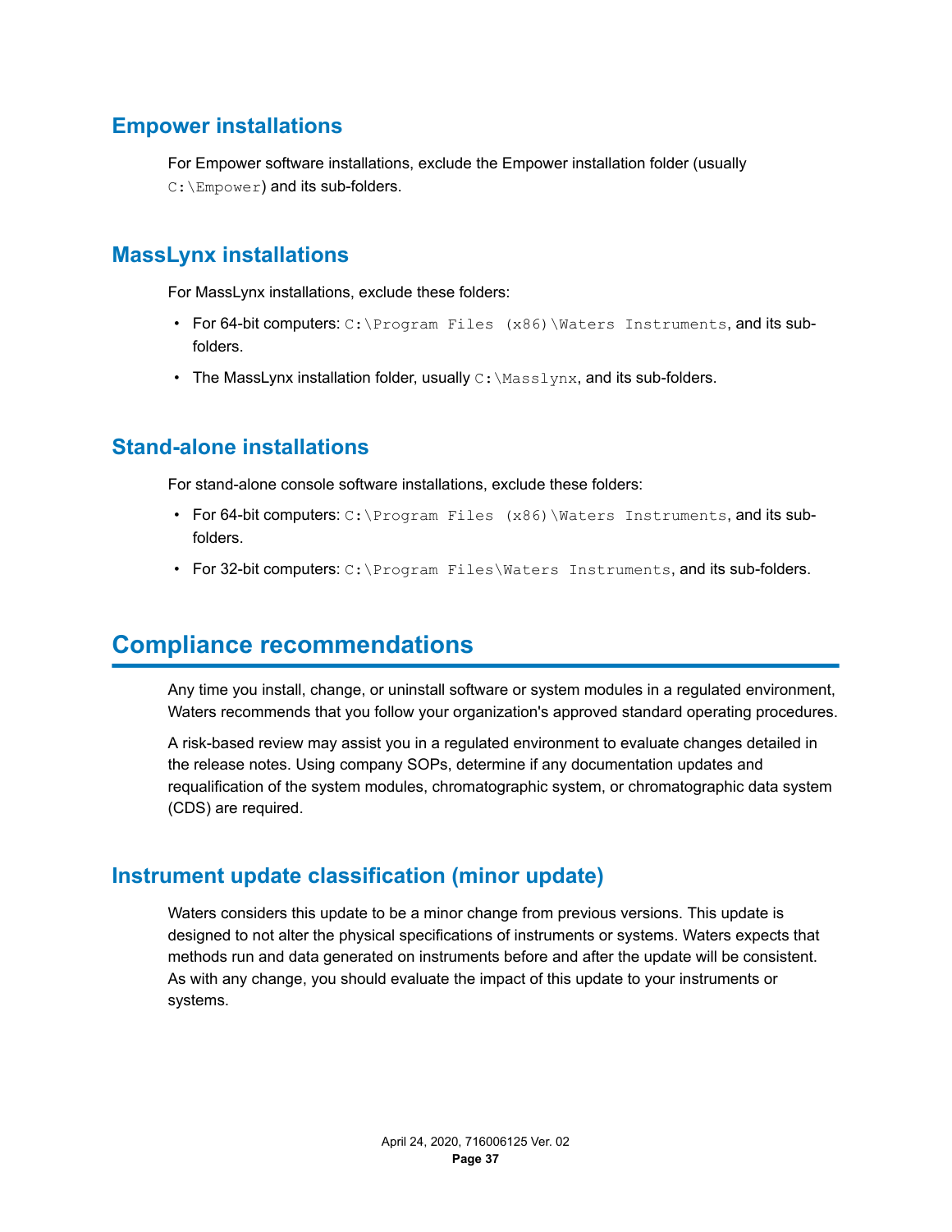### Empower installations

For Empower software installations, exclude the Empower installation folder (usually `C:\Empower`) and its sub-folders.

### MassLynx installations

For MassLynx installations, exclude these folders:

- For 64-bit computers: `C:\Program Files (x86)\Waters Instruments`, and its sub-folders.
- The MassLynx installation folder, usually `C:\Masslynx`, and its sub-folders.

### Stand-alone installations

For stand-alone console software installations, exclude these folders:

- For 64-bit computers: `C:\Program Files (x86)\Waters Instruments`, and its sub-folders.
- For 32-bit computers: `C:\Program Files\Waters Instruments`, and its sub-folders.

## Compliance recommendations

Any time you install, change, or uninstall software or system modules in a regulated environment, Waters recommends that you follow your organization's approved standard operating procedures.

A risk-based review may assist you in a regulated environment to evaluate changes detailed in the release notes. Using company SOPs, determine if any documentation updates and requalification of the system modules, chromatographic system, or chromatographic data system (CDS) are required.

### Instrument update classification (minor update)

Waters considers this update to be a minor change from previous versions. This update is designed to not alter the physical specifications of instruments or systems. Waters expects that methods run and data generated on instruments before and after the update will be consistent. As with any change, you should evaluate the impact of this update to your instruments or systems.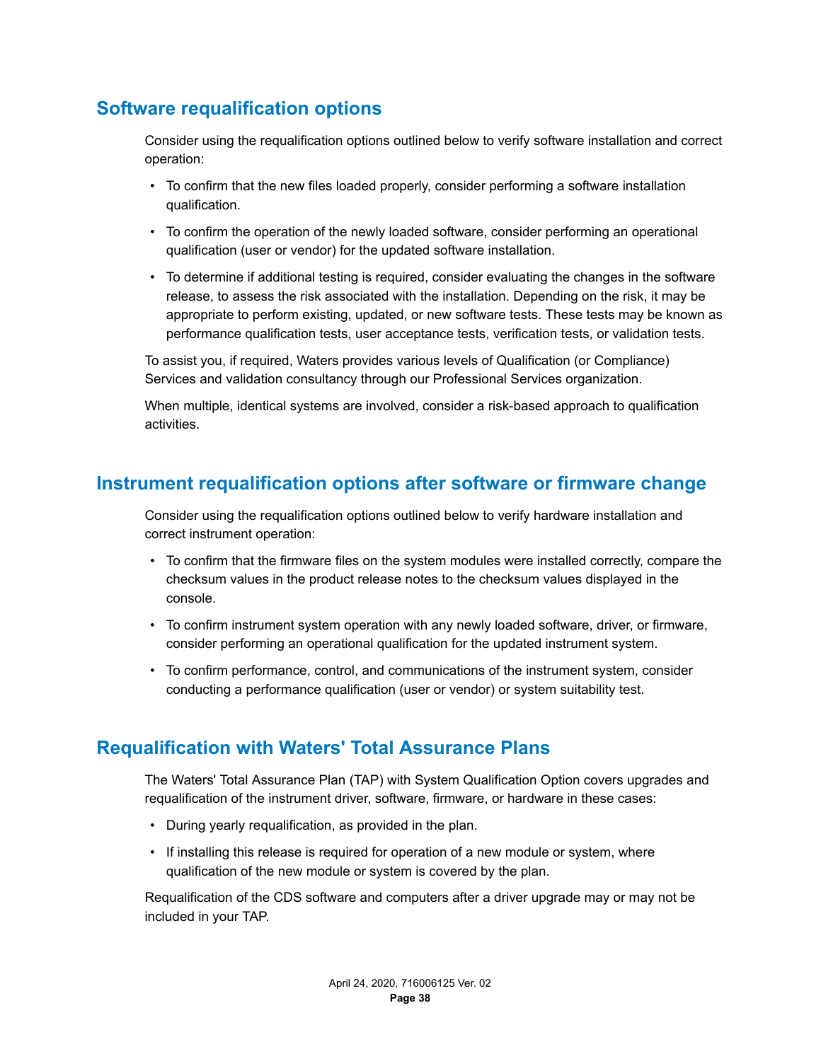## Software requalification options

Consider using the requalification options outlined below to verify software installation and correct operation:

- To confirm that the new files loaded properly, consider performing a software installation qualification.
- To confirm the operation of the newly loaded software, consider performing an operational qualification (user or vendor) for the updated software installation.
- To determine if additional testing is required, consider evaluating the changes in the software release, to assess the risk associated with the installation. Depending on the risk, it may be appropriate to perform existing, updated, or new software tests. These tests may be known as performance qualification tests, user acceptance tests, verification tests, or validation tests.

To assist you, if required, Waters provides various levels of Qualification (or Compliance) Services and validation consultancy through our Professional Services organization.

When multiple, identical systems are involved, consider a risk-based approach to qualification activities.

## Instrument requalification options after software or firmware change

Consider using the requalification options outlined below to verify hardware installation and correct instrument operation:

- To confirm that the firmware files on the system modules were installed correctly, compare the checksum values in the product release notes to the checksum values displayed in the console.
- To confirm instrument system operation with any newly loaded software, driver, or firmware, consider performing an operational qualification for the updated instrument system.
- To confirm performance, control, and communications of the instrument system, consider conducting a performance qualification (user or vendor) or system suitability test.

## Requalification with Waters' Total Assurance Plans

The Waters' Total Assurance Plan (TAP) with System Qualification Option covers upgrades and requalification of the instrument driver, software, firmware, or hardware in these cases:

- During yearly requalification, as provided in the plan.
- If installing this release is required for operation of a new module or system, where qualification of the new module or system is covered by the plan.

Requalification of the CDS software and computers after a driver upgrade may or may not be included in your TAP.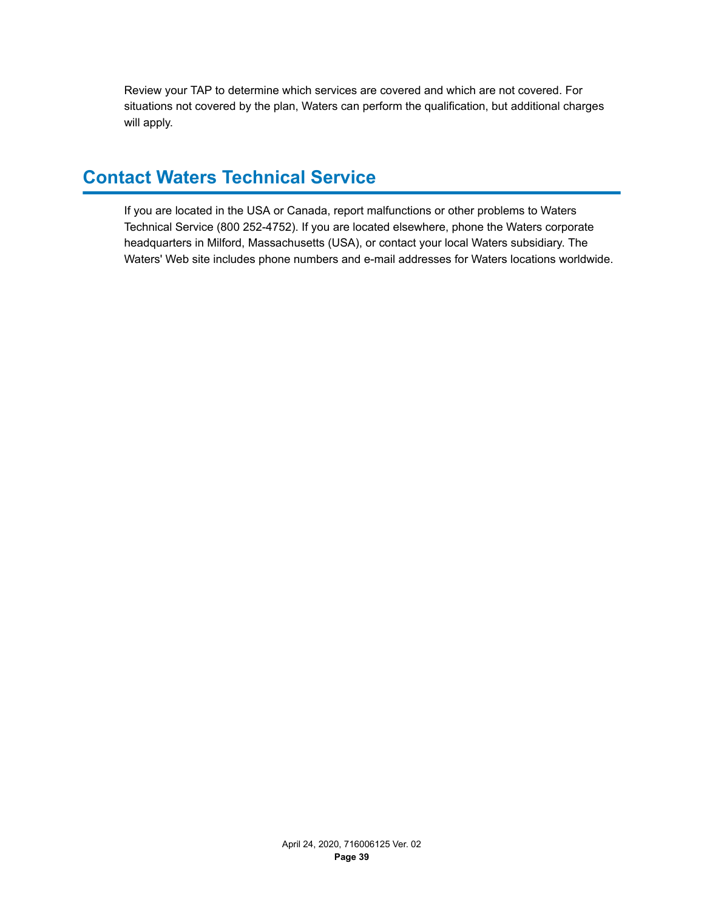Review your TAP to determine which services are covered and which are not covered. For situations not covered by the plan, Waters can perform the qualification, but additional charges will apply.

## Contact Waters Technical Service

If you are located in the USA or Canada, report malfunctions or other problems to Waters Technical Service (800 252-4752). If you are located elsewhere, phone the Waters corporate headquarters in Milford, Massachusetts (USA), or contact your local Waters subsidiary. The Waters' Web site includes phone numbers and e-mail addresses for Waters locations worldwide.